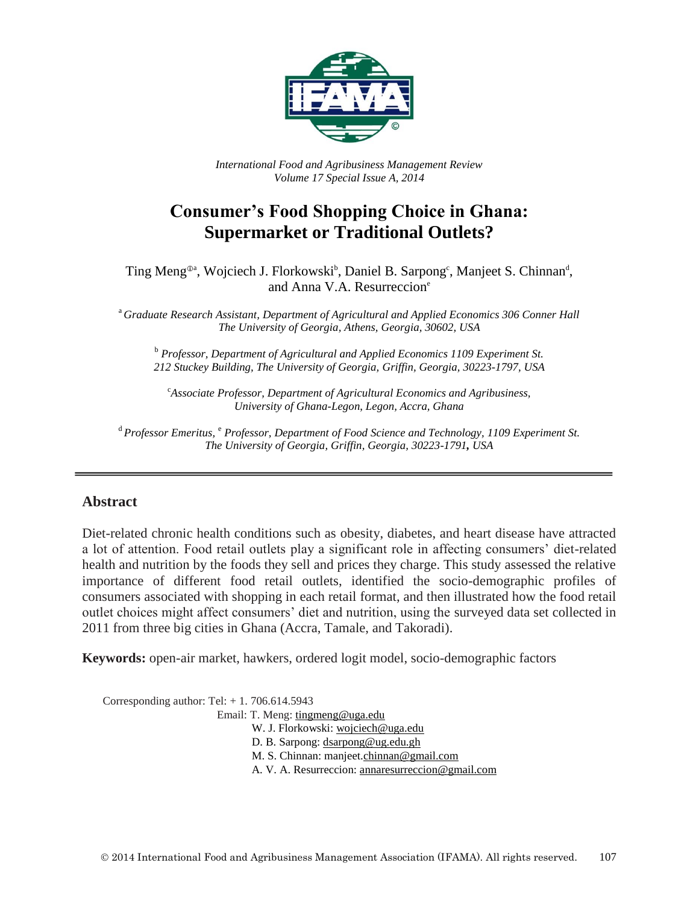*International Food and Agribusiness Management Review*
*Volume 17 Special Issue A, 2014*

# Consumer's Food Shopping Choice in Ghana: Supermarket or Traditional Outlets?

Ting Meng[①a], Wojciech J. Florkowski[b], Daniel B. Sarpong[c], Manjeet S. Chinnan[d], and Anna V.A. Resurreccion[e]

[a] *Graduate Research Assistant, Department of Agricultural and Applied Economics 306 Conner Hall The University of Georgia, Athens, Georgia, 30602, USA*

[b] *Professor, Department of Agricultural and Applied Economics 1109 Experiment St. 212 Stuckey Building, The University of Georgia, Griffin, Georgia, 30223-1797, USA*

[c] *Associate Professor, Department of Agricultural Economics and Agribusiness, University of Ghana-Legon, Legon, Accra, Ghana*

[d] *Professor Emeritus,* [e] *Professor, Department of Food Science and Technology, 1109 Experiment St. The University of Georgia, Griffin, Georgia, 30223-1791, USA*

## Abstract

Diet-related chronic health conditions such as obesity, diabetes, and heart disease have attracted a lot of attention. Food retail outlets play a significant role in affecting consumers' diet-related health and nutrition by the foods they sell and prices they charge. This study assessed the relative importance of different food retail outlets, identified the socio-demographic profiles of consumers associated with shopping in each retail format, and then illustrated how the food retail outlet choices might affect consumers' diet and nutrition, using the surveyed data set collected in 2011 from three big cities in Ghana (Accra, Tamale, and Takoradi).

**Keywords:** open-air market, hawkers, ordered logit model, socio-demographic factors

Corresponding author: Tel: + 1. 706.614.5943
Email: T. Meng: tingmeng@uga.edu
W. J. Florkowski: wojciech@uga.edu
D. B. Sarpong: dsarpong@ug.edu.gh
M. S. Chinnan: manjeet.chinnan@gmail.com
A. V. A. Resurreccion: annaresurreccion@gmail.com

© 2014 International Food and Agribusiness Management Association (IFAMA). All rights reserved.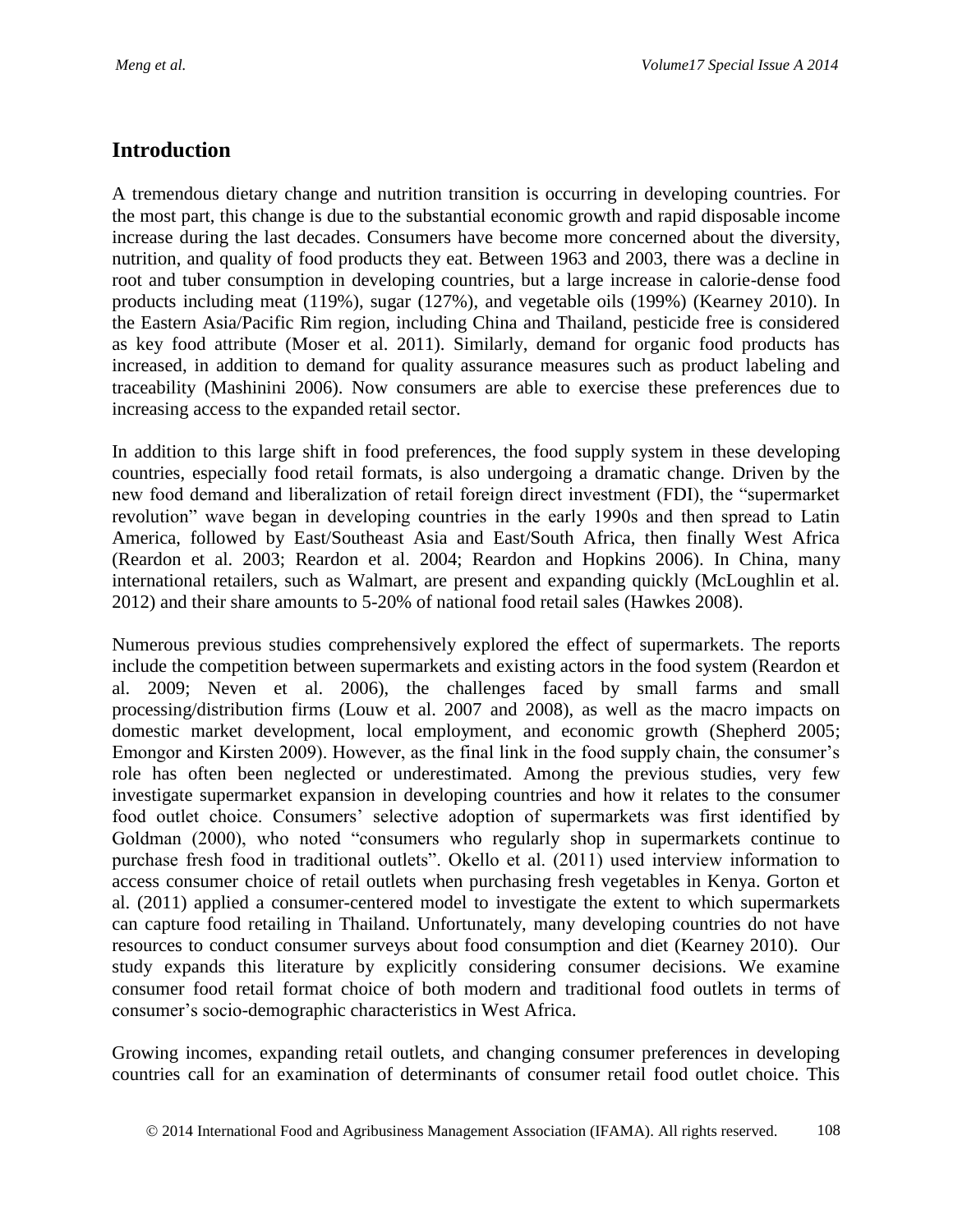## Introduction

A tremendous dietary change and nutrition transition is occurring in developing countries. For the most part, this change is due to the substantial economic growth and rapid disposable income increase during the last decades. Consumers have become more concerned about the diversity, nutrition, and quality of food products they eat. Between 1963 and 2003, there was a decline in root and tuber consumption in developing countries, but a large increase in calorie-dense food products including meat (119%), sugar (127%), and vegetable oils (199%) (Kearney 2010). In the Eastern Asia/Pacific Rim region, including China and Thailand, pesticide free is considered as key food attribute (Moser et al. 2011). Similarly, demand for organic food products has increased, in addition to demand for quality assurance measures such as product labeling and traceability (Mashinini 2006). Now consumers are able to exercise these preferences due to increasing access to the expanded retail sector.

In addition to this large shift in food preferences, the food supply system in these developing countries, especially food retail formats, is also undergoing a dramatic change. Driven by the new food demand and liberalization of retail foreign direct investment (FDI), the "supermarket revolution" wave began in developing countries in the early 1990s and then spread to Latin America, followed by East/Southeast Asia and East/South Africa, then finally West Africa (Reardon et al. 2003; Reardon et al. 2004; Reardon and Hopkins 2006). In China, many international retailers, such as Walmart, are present and expanding quickly (McLoughlin et al. 2012) and their share amounts to 5-20% of national food retail sales (Hawkes 2008).

Numerous previous studies comprehensively explored the effect of supermarkets. The reports include the competition between supermarkets and existing actors in the food system (Reardon et al. 2009; Neven et al. 2006), the challenges faced by small farms and small processing/distribution firms (Louw et al. 2007 and 2008), as well as the macro impacts on domestic market development, local employment, and economic growth (Shepherd 2005; Emongor and Kirsten 2009). However, as the final link in the food supply chain, the consumer's role has often been neglected or underestimated. Among the previous studies, very few investigate supermarket expansion in developing countries and how it relates to the consumer food outlet choice. Consumers' selective adoption of supermarkets was first identified by Goldman (2000), who noted "consumers who regularly shop in supermarkets continue to purchase fresh food in traditional outlets". Okello et al. (2011) used interview information to access consumer choice of retail outlets when purchasing fresh vegetables in Kenya. Gorton et al. (2011) applied a consumer-centered model to investigate the extent to which supermarkets can capture food retailing in Thailand. Unfortunately, many developing countries do not have resources to conduct consumer surveys about food consumption and diet (Kearney 2010). Our study expands this literature by explicitly considering consumer decisions. We examine consumer food retail format choice of both modern and traditional food outlets in terms of consumer's socio-demographic characteristics in West Africa.

Growing incomes, expanding retail outlets, and changing consumer preferences in developing countries call for an examination of determinants of consumer retail food outlet choice. This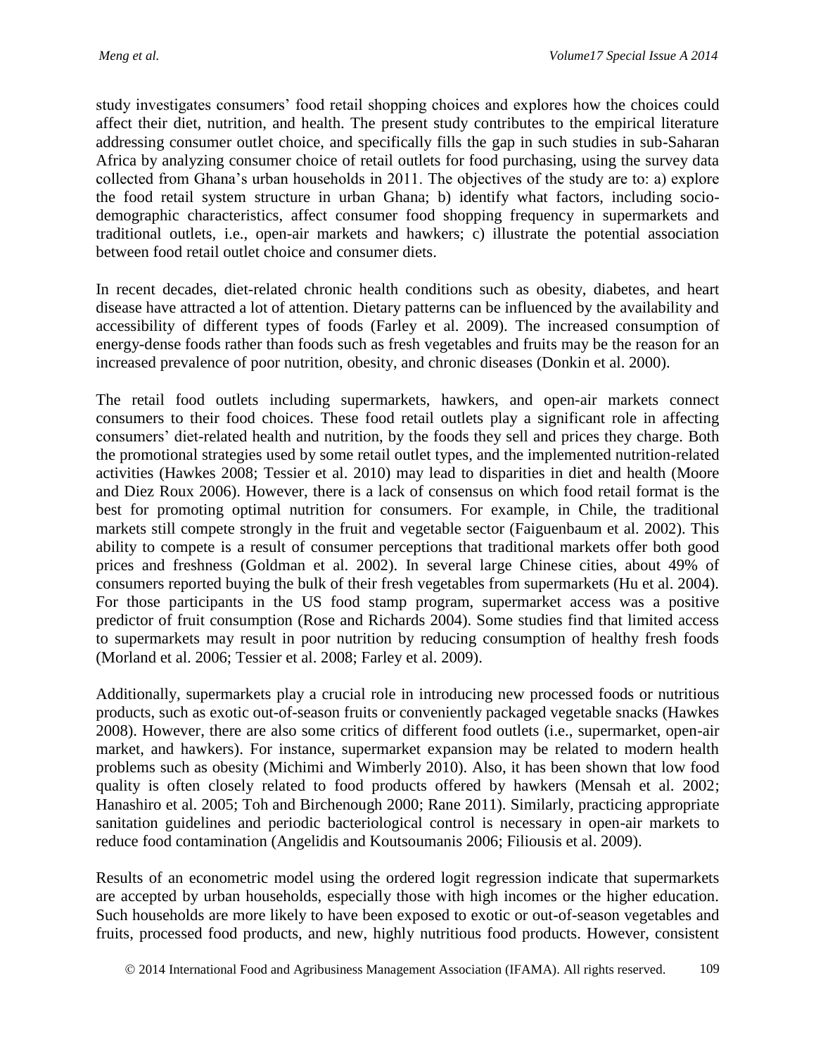study investigates consumers' food retail shopping choices and explores how the choices could affect their diet, nutrition, and health. The present study contributes to the empirical literature addressing consumer outlet choice, and specifically fills the gap in such studies in sub-Saharan Africa by analyzing consumer choice of retail outlets for food purchasing, using the survey data collected from Ghana's urban households in 2011. The objectives of the study are to: a) explore the food retail system structure in urban Ghana; b) identify what factors, including socio-demographic characteristics, affect consumer food shopping frequency in supermarkets and traditional outlets, i.e., open-air markets and hawkers; c) illustrate the potential association between food retail outlet choice and consumer diets.

In recent decades, diet-related chronic health conditions such as obesity, diabetes, and heart disease have attracted a lot of attention. Dietary patterns can be influenced by the availability and accessibility of different types of foods (Farley et al. 2009). The increased consumption of energy-dense foods rather than foods such as fresh vegetables and fruits may be the reason for an increased prevalence of poor nutrition, obesity, and chronic diseases (Donkin et al. 2000).

The retail food outlets including supermarkets, hawkers, and open-air markets connect consumers to their food choices. These food retail outlets play a significant role in affecting consumers' diet-related health and nutrition, by the foods they sell and prices they charge. Both the promotional strategies used by some retail outlet types, and the implemented nutrition-related activities (Hawkes 2008; Tessier et al. 2010) may lead to disparities in diet and health (Moore and Diez Roux 2006). However, there is a lack of consensus on which food retail format is the best for promoting optimal nutrition for consumers. For example, in Chile, the traditional markets still compete strongly in the fruit and vegetable sector (Faiguenbaum et al. 2002). This ability to compete is a result of consumer perceptions that traditional markets offer both good prices and freshness (Goldman et al. 2002). In several large Chinese cities, about 49% of consumers reported buying the bulk of their fresh vegetables from supermarkets (Hu et al. 2004). For those participants in the US food stamp program, supermarket access was a positive predictor of fruit consumption (Rose and Richards 2004). Some studies find that limited access to supermarkets may result in poor nutrition by reducing consumption of healthy fresh foods (Morland et al. 2006; Tessier et al. 2008; Farley et al. 2009).

Additionally, supermarkets play a crucial role in introducing new processed foods or nutritious products, such as exotic out-of-season fruits or conveniently packaged vegetable snacks (Hawkes 2008). However, there are also some critics of different food outlets (i.e., supermarket, open-air market, and hawkers). For instance, supermarket expansion may be related to modern health problems such as obesity (Michimi and Wimberly 2010). Also, it has been shown that low food quality is often closely related to food products offered by hawkers (Mensah et al. 2002; Hanashiro et al. 2005; Toh and Birchenough 2000; Rane 2011). Similarly, practicing appropriate sanitation guidelines and periodic bacteriological control is necessary in open-air markets to reduce food contamination (Angelidis and Koutsoumanis 2006; Filiousis et al. 2009).

Results of an econometric model using the ordered logit regression indicate that supermarkets are accepted by urban households, especially those with high incomes or the higher education. Such households are more likely to have been exposed to exotic or out-of-season vegetables and fruits, processed food products, and new, highly nutritious food products. However, consistent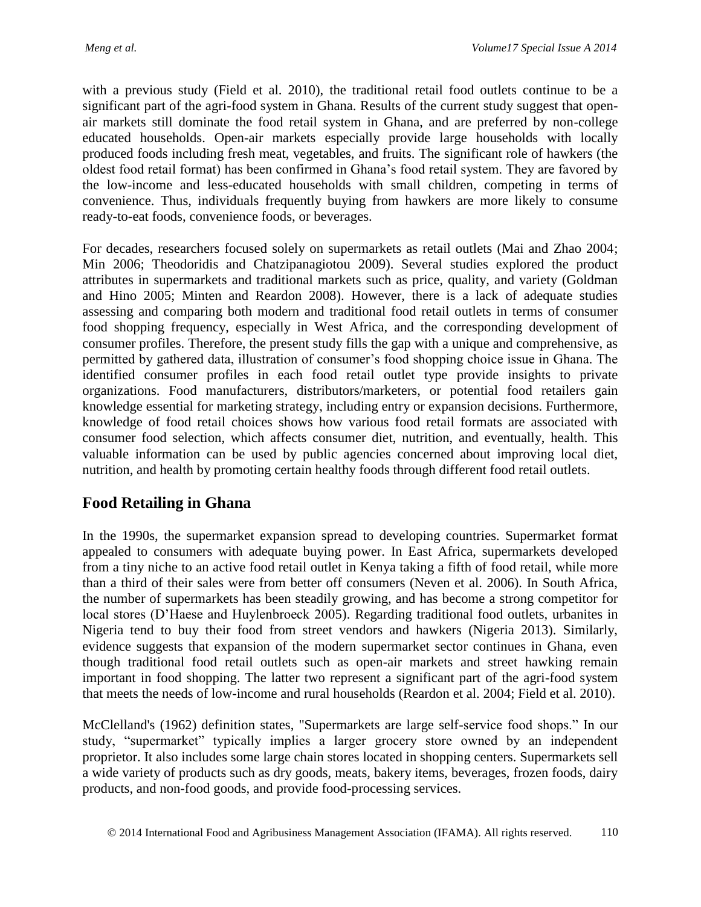with a previous study (Field et al. 2010), the traditional retail food outlets continue to be a significant part of the agri-food system in Ghana. Results of the current study suggest that open-air markets still dominate the food retail system in Ghana, and are preferred by non-college educated households. Open-air markets especially provide large households with locally produced foods including fresh meat, vegetables, and fruits. The significant role of hawkers (the oldest food retail format) has been confirmed in Ghana's food retail system. They are favored by the low-income and less-educated households with small children, competing in terms of convenience. Thus, individuals frequently buying from hawkers are more likely to consume ready-to-eat foods, convenience foods, or beverages.

For decades, researchers focused solely on supermarkets as retail outlets (Mai and Zhao 2004; Min 2006; Theodoridis and Chatzipanagiotou 2009). Several studies explored the product attributes in supermarkets and traditional markets such as price, quality, and variety (Goldman and Hino 2005; Minten and Reardon 2008). However, there is a lack of adequate studies assessing and comparing both modern and traditional food retail outlets in terms of consumer food shopping frequency, especially in West Africa, and the corresponding development of consumer profiles. Therefore, the present study fills the gap with a unique and comprehensive, as permitted by gathered data, illustration of consumer's food shopping choice issue in Ghana. The identified consumer profiles in each food retail outlet type provide insights to private organizations. Food manufacturers, distributors/marketers, or potential food retailers gain knowledge essential for marketing strategy, including entry or expansion decisions. Furthermore, knowledge of food retail choices shows how various food retail formats are associated with consumer food selection, which affects consumer diet, nutrition, and eventually, health. This valuable information can be used by public agencies concerned about improving local diet, nutrition, and health by promoting certain healthy foods through different food retail outlets.

## Food Retailing in Ghana

In the 1990s, the supermarket expansion spread to developing countries. Supermarket format appealed to consumers with adequate buying power. In East Africa, supermarkets developed from a tiny niche to an active food retail outlet in Kenya taking a fifth of food retail, while more than a third of their sales were from better off consumers (Neven et al. 2006). In South Africa, the number of supermarkets has been steadily growing, and has become a strong competitor for local stores (D'Haese and Huylenbroeck 2005). Regarding traditional food outlets, urbanites in Nigeria tend to buy their food from street vendors and hawkers (Nigeria 2013). Similarly, evidence suggests that expansion of the modern supermarket sector continues in Ghana, even though traditional food retail outlets such as open-air markets and street hawking remain important in food shopping. The latter two represent a significant part of the agri-food system that meets the needs of low-income and rural households (Reardon et al. 2004; Field et al. 2010).

McClelland's (1962) definition states, "Supermarkets are large self-service food shops." In our study, "supermarket" typically implies a larger grocery store owned by an independent proprietor. It also includes some large chain stores located in shopping centers. Supermarkets sell a wide variety of products such as dry goods, meats, bakery items, beverages, frozen foods, dairy products, and non-food goods, and provide food-processing services.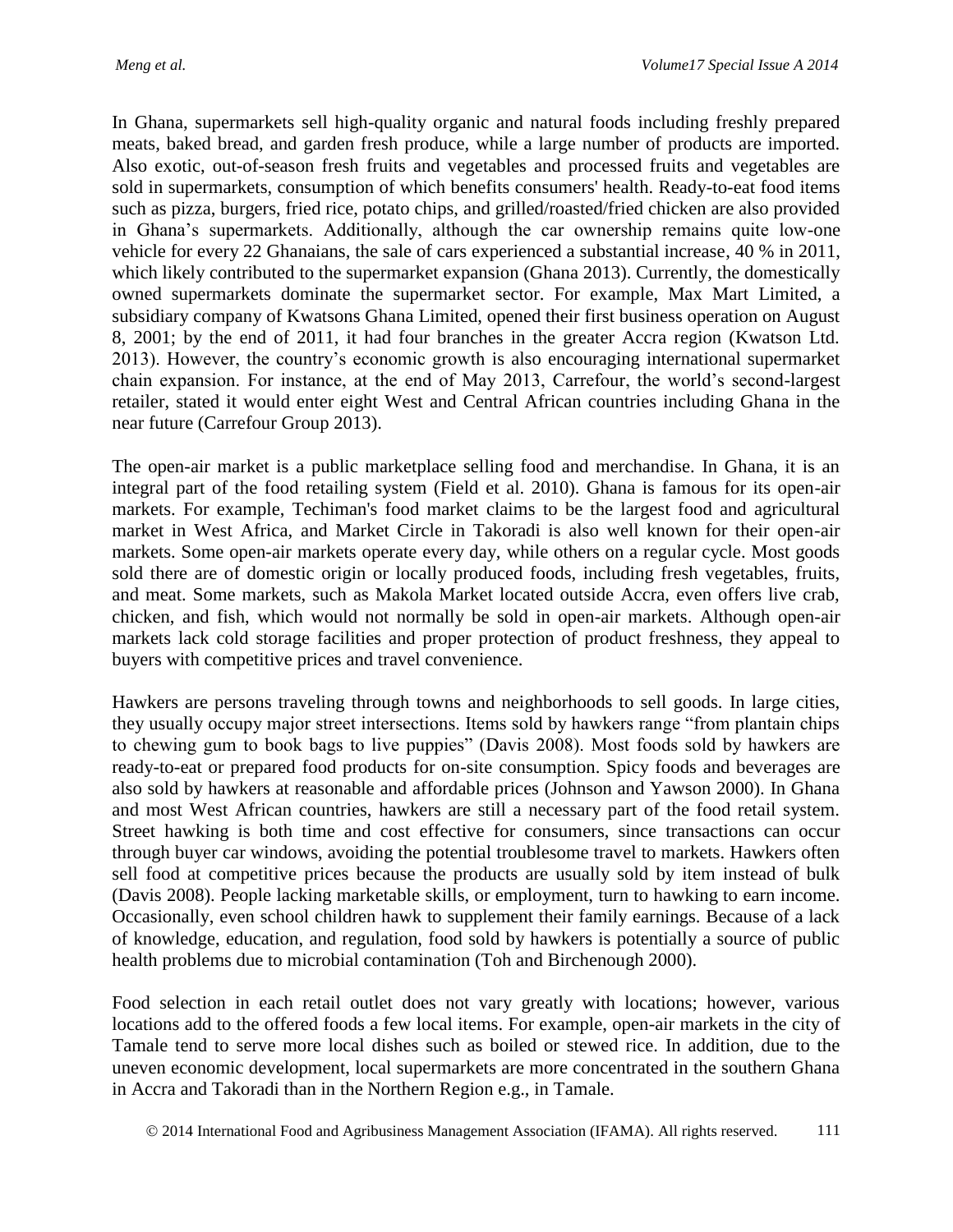In Ghana, supermarkets sell high-quality organic and natural foods including freshly prepared meats, baked bread, and garden fresh produce, while a large number of products are imported. Also exotic, out-of-season fresh fruits and vegetables and processed fruits and vegetables are sold in supermarkets, consumption of which benefits consumers' health. Ready-to-eat food items such as pizza, burgers, fried rice, potato chips, and grilled/roasted/fried chicken are also provided in Ghana's supermarkets. Additionally, although the car ownership remains quite low-one vehicle for every 22 Ghanaians, the sale of cars experienced a substantial increase, 40 % in 2011, which likely contributed to the supermarket expansion (Ghana 2013). Currently, the domestically owned supermarkets dominate the supermarket sector. For example, Max Mart Limited, a subsidiary company of Kwatsons Ghana Limited, opened their first business operation on August 8, 2001; by the end of 2011, it had four branches in the greater Accra region (Kwatson Ltd. 2013). However, the country's economic growth is also encouraging international supermarket chain expansion. For instance, at the end of May 2013, Carrefour, the world's second-largest retailer, stated it would enter eight West and Central African countries including Ghana in the near future (Carrefour Group 2013).

The open-air market is a public marketplace selling food and merchandise. In Ghana, it is an integral part of the food retailing system (Field et al. 2010). Ghana is famous for its open-air markets. For example, Techiman's food market claims to be the largest food and agricultural market in West Africa, and Market Circle in Takoradi is also well known for their open-air markets. Some open-air markets operate every day, while others on a regular cycle. Most goods sold there are of domestic origin or locally produced foods, including fresh vegetables, fruits, and meat. Some markets, such as Makola Market located outside Accra, even offers live crab, chicken, and fish, which would not normally be sold in open-air markets. Although open-air markets lack cold storage facilities and proper protection of product freshness, they appeal to buyers with competitive prices and travel convenience.

Hawkers are persons traveling through towns and neighborhoods to sell goods. In large cities, they usually occupy major street intersections. Items sold by hawkers range "from plantain chips to chewing gum to book bags to live puppies" (Davis 2008). Most foods sold by hawkers are ready-to-eat or prepared food products for on-site consumption. Spicy foods and beverages are also sold by hawkers at reasonable and affordable prices (Johnson and Yawson 2000). In Ghana and most West African countries, hawkers are still a necessary part of the food retail system. Street hawking is both time and cost effective for consumers, since transactions can occur through buyer car windows, avoiding the potential troublesome travel to markets. Hawkers often sell food at competitive prices because the products are usually sold by item instead of bulk (Davis 2008). People lacking marketable skills, or employment, turn to hawking to earn income. Occasionally, even school children hawk to supplement their family earnings. Because of a lack of knowledge, education, and regulation, food sold by hawkers is potentially a source of public health problems due to microbial contamination (Toh and Birchenough 2000).

Food selection in each retail outlet does not vary greatly with locations; however, various locations add to the offered foods a few local items. For example, open-air markets in the city of Tamale tend to serve more local dishes such as boiled or stewed rice. In addition, due to the uneven economic development, local supermarkets are more concentrated in the southern Ghana in Accra and Takoradi than in the Northern Region e.g., in Tamale.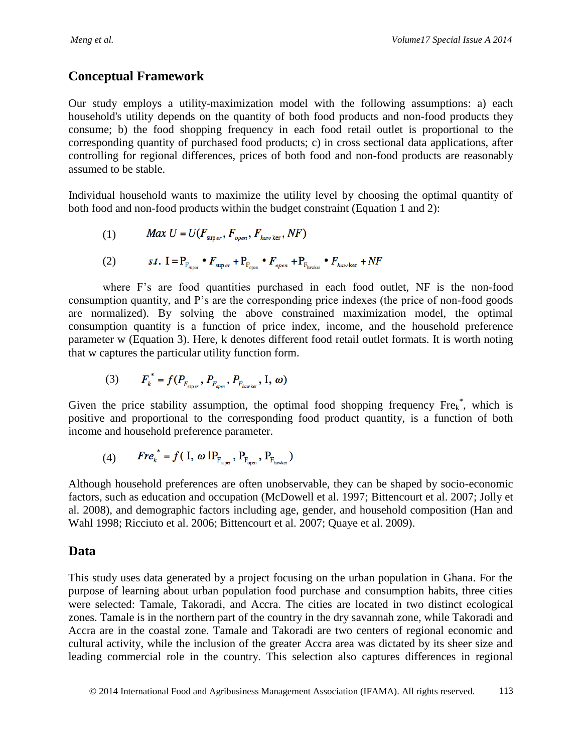## Conceptual Framework

Our study employs a utility-maximization model with the following assumptions: a) each household's utility depends on the quantity of both food products and non-food products they consume; b) the food shopping frequency in each food retail outlet is proportional to the corresponding quantity of purchased food products; c) in cross sectional data applications, after controlling for regional differences, prices of both food and non-food products are reasonably assumed to be stable.

Individual household wants to maximize the utility level by choosing the optimal quantity of both food and non-food products within the budget constraint (Equation 1 and 2):

$$(1) \qquad Max\ U = U(F_{super}, F_{open}, F_{hawker}, NF)$$

$$(2) \qquad s.t.\ \mathrm{I} = \mathrm{P}_{\mathrm{F}_{\mathrm{super}}} \bullet F_{super} + \mathrm{P}_{\mathrm{F}_{\mathrm{open}}} \bullet F_{open} + \mathrm{P}_{\mathrm{F}_{\mathrm{hawker}}} \bullet F_{hawker} + NF$$

where F's are food quantities purchased in each food outlet, NF is the non-food consumption quantity, and P's are the corresponding price indexes (the price of non-food goods are normalized). By solving the above constrained maximization model, the optimal consumption quantity is a function of price index, income, and the household preference parameter w (Equation 3). Here, k denotes different food retail outlet formats. It is worth noting that w captures the particular utility function form.

$$(3) \qquad F_k^* = f(P_{F_{super}}, P_{F_{open}}, P_{F_{hawker}}, \mathrm{I}, \omega)$$

Given the price stability assumption, the optimal food shopping frequency $Fre_k^*$, which is positive and proportional to the corresponding food product quantity, is a function of both income and household preference parameter.

$$(4) \qquad Fre_k^* = f(\mathrm{I}, \omega \mid \mathrm{P}_{\mathrm{F}_{\mathrm{super}}}, \mathrm{P}_{\mathrm{F}_{\mathrm{open}}}, \mathrm{P}_{\mathrm{F}_{\mathrm{hawker}}})$$

Although household preferences are often unobservable, they can be shaped by socio-economic factors, such as education and occupation (McDowell et al. 1997; Bittencourt et al. 2007; Jolly et al. 2008), and demographic factors including age, gender, and household composition (Han and Wahl 1998; Ricciuto et al. 2006; Bittencourt et al. 2007; Quaye et al. 2009).

## Data

This study uses data generated by a project focusing on the urban population in Ghana. For the purpose of learning about urban population food purchase and consumption habits, three cities were selected: Tamale, Takoradi, and Accra. The cities are located in two distinct ecological zones. Tamale is in the northern part of the country in the dry savannah zone, while Takoradi and Accra are in the coastal zone. Tamale and Takoradi are two centers of regional economic and cultural activity, while the inclusion of the greater Accra area was dictated by its sheer size and leading commercial role in the country. This selection also captures differences in regional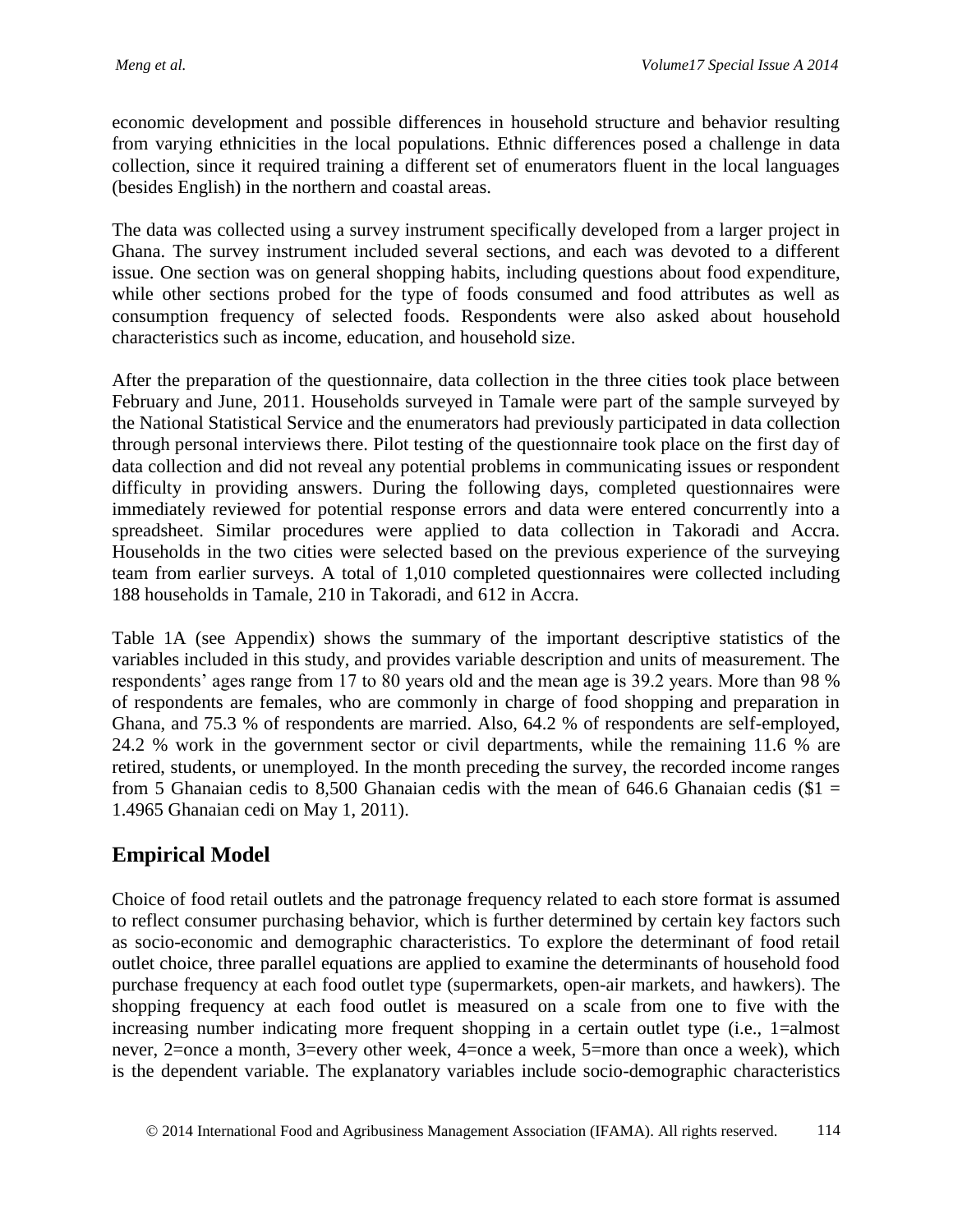economic development and possible differences in household structure and behavior resulting from varying ethnicities in the local populations. Ethnic differences posed a challenge in data collection, since it required training a different set of enumerators fluent in the local languages (besides English) in the northern and coastal areas.

The data was collected using a survey instrument specifically developed from a larger project in Ghana. The survey instrument included several sections, and each was devoted to a different issue. One section was on general shopping habits, including questions about food expenditure, while other sections probed for the type of foods consumed and food attributes as well as consumption frequency of selected foods. Respondents were also asked about household characteristics such as income, education, and household size.

After the preparation of the questionnaire, data collection in the three cities took place between February and June, 2011. Households surveyed in Tamale were part of the sample surveyed by the National Statistical Service and the enumerators had previously participated in data collection through personal interviews there. Pilot testing of the questionnaire took place on the first day of data collection and did not reveal any potential problems in communicating issues or respondent difficulty in providing answers. During the following days, completed questionnaires were immediately reviewed for potential response errors and data were entered concurrently into a spreadsheet. Similar procedures were applied to data collection in Takoradi and Accra. Households in the two cities were selected based on the previous experience of the surveying team from earlier surveys. A total of 1,010 completed questionnaires were collected including 188 households in Tamale, 210 in Takoradi, and 612 in Accra.

Table 1A (see Appendix) shows the summary of the important descriptive statistics of the variables included in this study, and provides variable description and units of measurement. The respondents' ages range from 17 to 80 years old and the mean age is 39.2 years. More than 98 % of respondents are females, who are commonly in charge of food shopping and preparation in Ghana, and 75.3 % of respondents are married. Also, 64.2 % of respondents are self-employed, 24.2 % work in the government sector or civil departments, while the remaining 11.6 % are retired, students, or unemployed. In the month preceding the survey, the recorded income ranges from 5 Ghanaian cedis to 8,500 Ghanaian cedis with the mean of 646.6 Ghanaian cedis ($1 = 1.4965 Ghanaian cedi on May 1, 2011).

## Empirical Model

Choice of food retail outlets and the patronage frequency related to each store format is assumed to reflect consumer purchasing behavior, which is further determined by certain key factors such as socio-economic and demographic characteristics. To explore the determinant of food retail outlet choice, three parallel equations are applied to examine the determinants of household food purchase frequency at each food outlet type (supermarkets, open-air markets, and hawkers). The shopping frequency at each food outlet is measured on a scale from one to five with the increasing number indicating more frequent shopping in a certain outlet type (i.e., 1=almost never, 2=once a month, 3=every other week, 4=once a week, 5=more than once a week), which is the dependent variable. The explanatory variables include socio-demographic characteristics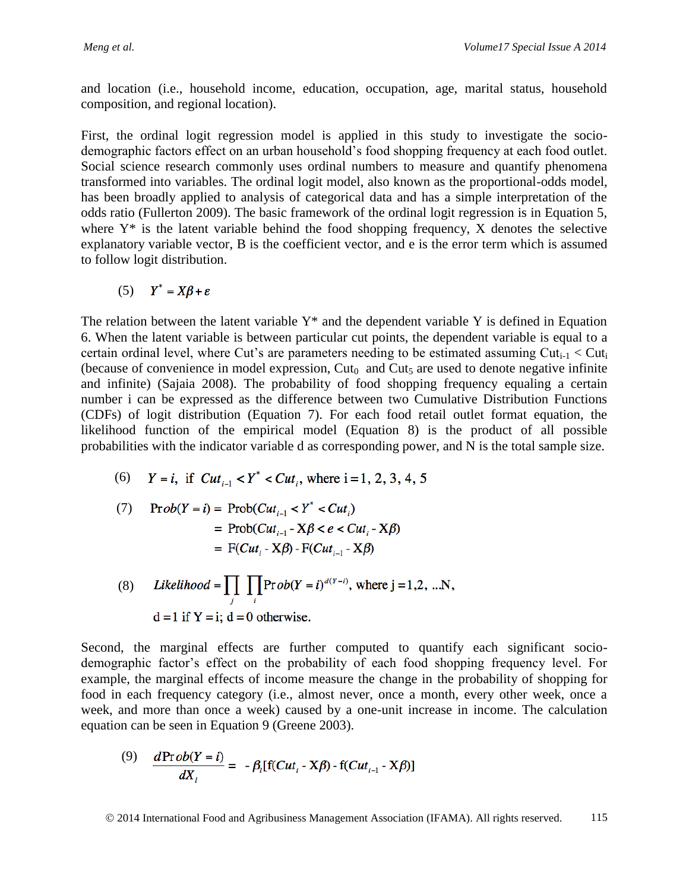and location (i.e., household income, education, occupation, age, marital status, household composition, and regional location).

First, the ordinal logit regression model is applied in this study to investigate the socio-demographic factors effect on an urban household's food shopping frequency at each food outlet. Social science research commonly uses ordinal numbers to measure and quantify phenomena transformed into variables. The ordinal logit model, also known as the proportional-odds model, has been broadly applied to analysis of categorical data and has a simple interpretation of the odds ratio (Fullerton 2009). The basic framework of the ordinal logit regression is in Equation 5, where Y* is the latent variable behind the food shopping frequency, X denotes the selective explanatory variable vector, B is the coefficient vector, and e is the error term which is assumed to follow logit distribution.

$$(5) \quad Y^* = X\beta + \varepsilon$$

The relation between the latent variable Y* and the dependent variable Y is defined in Equation 6. When the latent variable is between particular cut points, the dependent variable is equal to a certain ordinal level, where Cut's are parameters needing to be estimated assuming $Cut_{i-1} < Cut_i$ (because of convenience in model expression, $Cut_0$ and $Cut_5$ are used to denote negative infinite and infinite) (Sajaia 2008). The probability of food shopping frequency equaling a certain number i can be expressed as the difference between two Cumulative Distribution Functions (CDFs) of logit distribution (Equation 7). For each food retail outlet format equation, the likelihood function of the empirical model (Equation 8) is the product of all possible probabilities with the indicator variable d as corresponding power, and N is the total sample size.

$$(6) \quad Y = i, \text{ if } Cut_{i-1} < Y^* < Cut_i, \text{ where i} = 1, 2, 3, 4, 5$$

$$\begin{aligned}(7) \quad Prob(Y = i) &= \text{Prob}(Cut_{i-1} < Y^* < Cut_i) \\ &= \text{Prob}(Cut_{i-1} - X\beta < e < Cut_i - X\beta) \\ &= \text{F}(Cut_i - X\beta) - \text{F}(Cut_{i-1} - X\beta)\end{aligned}$$

$$(8) \quad Likelihood = \prod_j \prod_i Prob(Y = i)^{d(Y-i)}, \text{ where j} = 1, 2, \ldots \text{N},$$
$$\text{d} = 1 \text{ if Y} = \text{i}; \text{ d} = 0 \text{ otherwise.}$$

Second, the marginal effects are further computed to quantify each significant socio-demographic factor's effect on the probability of each food shopping frequency level. For example, the marginal effects of income measure the change in the probability of shopping for food in each frequency category (i.e., almost never, once a month, every other week, once a week, and more than once a week) caused by a one-unit increase in income. The calculation equation can be seen in Equation 9 (Greene 2003).

$$(9) \quad \frac{dProb(Y = i)}{dX_l} = -\beta_l[\text{f}(Cut_i - X\beta) - \text{f}(Cut_{i-1} - X\beta)]$$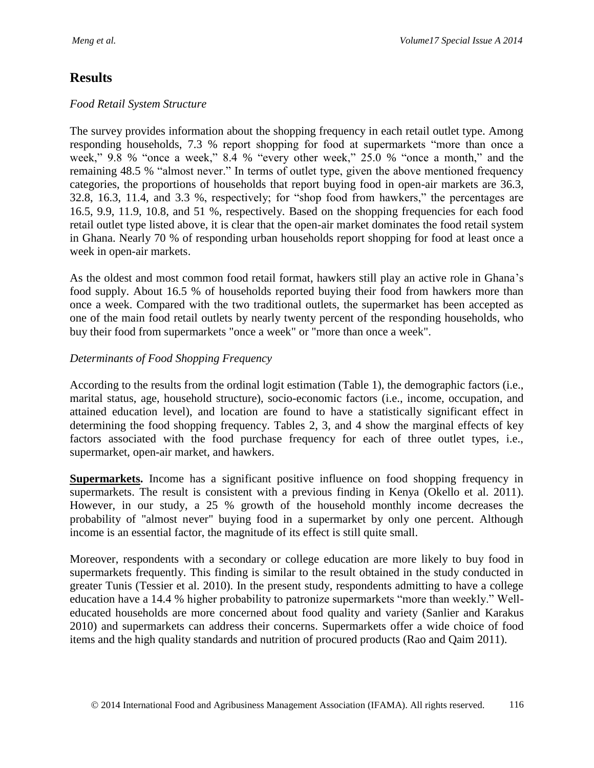## Results

*Food Retail System Structure*

The survey provides information about the shopping frequency in each retail outlet type. Among responding households, 7.3 % report shopping for food at supermarkets "more than once a week," 9.8 % "once a week," 8.4 % "every other week," 25.0 % "once a month," and the remaining 48.5 % "almost never." In terms of outlet type, given the above mentioned frequency categories, the proportions of households that report buying food in open-air markets are 36.3, 32.8, 16.3, 11.4, and 3.3 %, respectively; for "shop food from hawkers," the percentages are 16.5, 9.9, 11.9, 10.8, and 51 %, respectively. Based on the shopping frequencies for each food retail outlet type listed above, it is clear that the open-air market dominates the food retail system in Ghana. Nearly 70 % of responding urban households report shopping for food at least once a week in open-air markets.

As the oldest and most common food retail format, hawkers still play an active role in Ghana's food supply. About 16.5 % of households reported buying their food from hawkers more than once a week. Compared with the two traditional outlets, the supermarket has been accepted as one of the main food retail outlets by nearly twenty percent of the responding households, who buy their food from supermarkets "once a week" or "more than once a week".

*Determinants of Food Shopping Frequency*

According to the results from the ordinal logit estimation (Table 1), the demographic factors (i.e., marital status, age, household structure), socio-economic factors (i.e., income, occupation, and attained education level), and location are found to have a statistically significant effect in determining the food shopping frequency. Tables 2, 3, and 4 show the marginal effects of key factors associated with the food purchase frequency for each of three outlet types, i.e., supermarket, open-air market, and hawkers.

**Supermarkets.** Income has a significant positive influence on food shopping frequency in supermarkets. The result is consistent with a previous finding in Kenya (Okello et al. 2011). However, in our study, a 25 % growth of the household monthly income decreases the probability of "almost never" buying food in a supermarket by only one percent. Although income is an essential factor, the magnitude of its effect is still quite small.

Moreover, respondents with a secondary or college education are more likely to buy food in supermarkets frequently. This finding is similar to the result obtained in the study conducted in greater Tunis (Tessier et al. 2010). In the present study, respondents admitting to have a college education have a 14.4 % higher probability to patronize supermarkets "more than weekly." Well-educated households are more concerned about food quality and variety (Sanlier and Karakus 2010) and supermarkets can address their concerns. Supermarkets offer a wide choice of food items and the high quality standards and nutrition of procured products (Rao and Qaim 2011).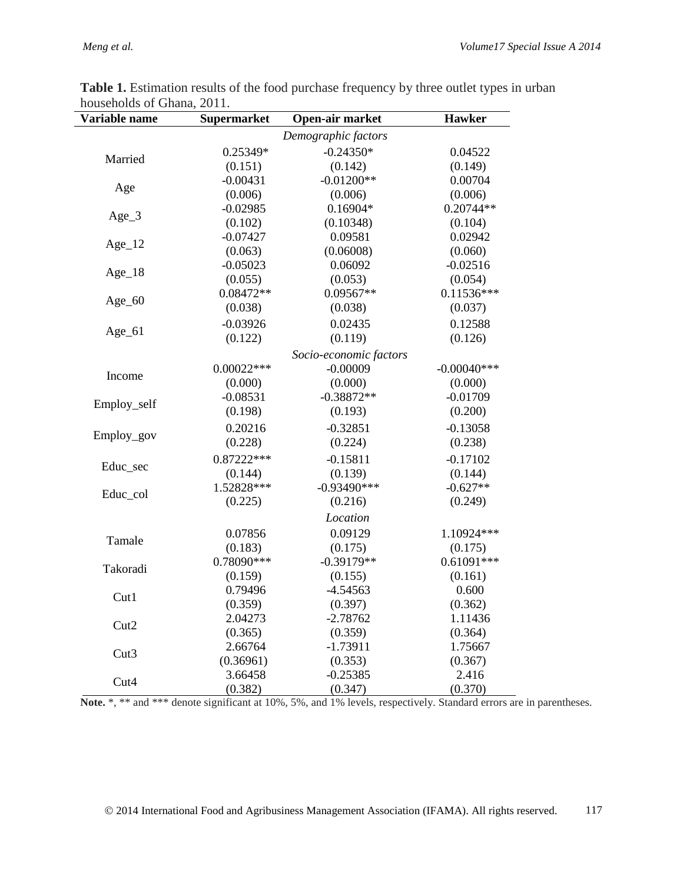**Table 1.** Estimation results of the food purchase frequency by three outlet types in urban households of Ghana, 2011.

| Variable name | Supermarket | Open-air market | Hawker |
|---|---|---|---|
| | *Demographic factors* | | |
| Married | 0.25349* | -0.24350* | 0.04522 |
| | (0.151) | (0.142) | (0.149) |
| Age | -0.00431 | -0.01200** | 0.00704 |
| | (0.006) | (0.006) | (0.006) |
| Age_3 | -0.02985 | 0.16904* | 0.20744** |
| | (0.102) | (0.10348) | (0.104) |
| Age_12 | -0.07427 | 0.09581 | 0.02942 |
| | (0.063) | (0.06008) | (0.060) |
| Age_18 | -0.05023 | 0.06092 | -0.02516 |
| | (0.055) | (0.053) | (0.054) |
| Age_60 | 0.08472** | 0.09567** | 0.11536*** |
| | (0.038) | (0.038) | (0.037) |
| Age_61 | -0.03926 | 0.02435 | 0.12588 |
| | (0.122) | (0.119) | (0.126) |
| | *Socio-economic factors* | | |
| Income | 0.00022*** | -0.00009 | -0.00040*** |
| | (0.000) | (0.000) | (0.000) |
| Employ_self | -0.08531 | -0.38872** | -0.01709 |
| | (0.198) | (0.193) | (0.200) |
| Employ_gov | 0.20216 | -0.32851 | -0.13058 |
| | (0.228) | (0.224) | (0.238) |
| Educ_sec | 0.87222*** | -0.15811 | -0.17102 |
| | (0.144) | (0.139) | (0.144) |
| Educ_col | 1.52828*** | -0.93490*** | -0.627** |
| | (0.225) | (0.216) | (0.249) |
| | *Location* | | |
| Tamale | 0.07856 | 0.09129 | 1.10924*** |
| | (0.183) | (0.175) | (0.175) |
| Takoradi | 0.78090*** | -0.39179** | 0.61091*** |
| | (0.159) | (0.155) | (0.161) |
| Cut1 | 0.79496 | -4.54563 | 0.600 |
| | (0.359) | (0.397) | (0.362) |
| Cut2 | 2.04273 | -2.78762 | 1.11436 |
| | (0.365) | (0.359) | (0.364) |
| Cut3 | 2.66764 | -1.73911 | 1.75667 |
| | (0.36961) | (0.353) | (0.367) |
| Cut4 | 3.66458 | -0.25385 | 2.416 |
| | (0.382) | (0.347) | (0.370) |

**Note.** *, ** and *** denote significant at 10%, 5%, and 1% levels, respectively. Standard errors are in parentheses.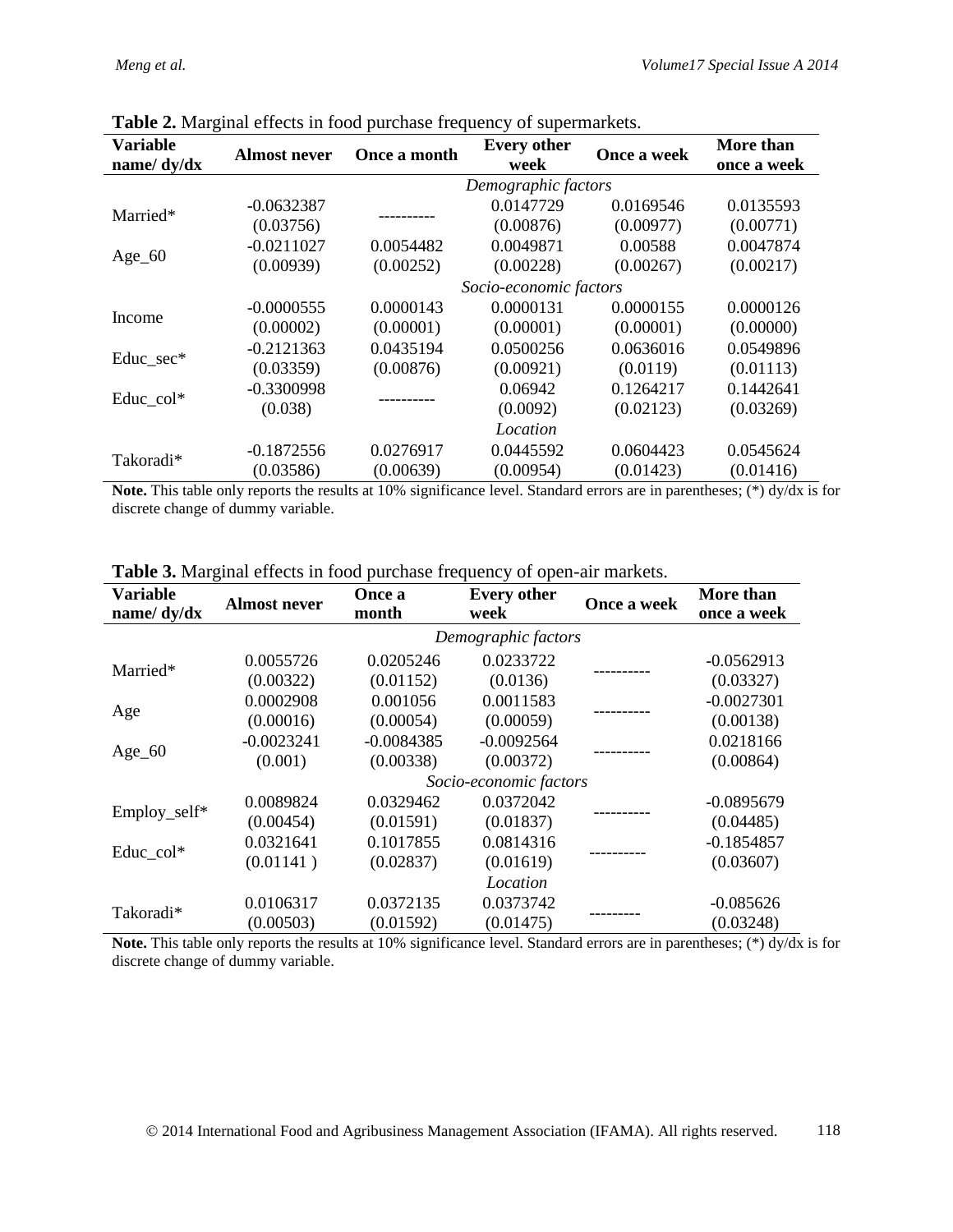**Table 2.** Marginal effects in food purchase frequency of supermarkets.

| Variable name/ dy/dx | Almost never | Once a month | Every other week | Once a week | More than once a week |
|---|---|---|---|---|---|
| | | | *Demographic factors* | | |
| Married* | -0.0632387 | ---------- | 0.0147729 | 0.0169546 | 0.0135593 |
| | (0.03756) | | (0.00876) | (0.00977) | (0.00771) |
| Age_60 | -0.0211027 | 0.0054482 | 0.0049871 | 0.00588 | 0.0047874 |
| | (0.00939) | (0.00252) | (0.00228) | (0.00267) | (0.00217) |
| | | | *Socio-economic factors* | | |
| Income | -0.0000555 | 0.0000143 | 0.0000131 | 0.0000155 | 0.0000126 |
| | (0.00002) | (0.00001) | (0.00001) | (0.00001) | (0.00000) |
| Educ_sec* | -0.2121363 | 0.0435194 | 0.0500256 | 0.0636016 | 0.0549896 |
| | (0.03359) | (0.00876) | (0.00921) | (0.0119) | (0.01113) |
| Educ_col* | -0.3300998 | ---------- | 0.06942 | 0.1264217 | 0.1442641 |
| | (0.038) | | (0.0092) | (0.02123) | (0.03269) |
| | | | *Location* | | |
| Takoradi* | -0.1872556 | 0.0276917 | 0.0445592 | 0.0604423 | 0.0545624 |
| | (0.03586) | (0.00639) | (0.00954) | (0.01423) | (0.01416) |

**Note.** This table only reports the results at 10% significance level. Standard errors are in parentheses; (*) dy/dx is for discrete change of dummy variable.

**Table 3.** Marginal effects in food purchase frequency of open-air markets.

| Variable name/ dy/dx | Almost never | Once a month | Every other week | Once a week | More than once a week |
|---|---|---|---|---|---|
| | | | *Demographic factors* | | |
| Married* | 0.0055726 | 0.0205246 | 0.0233722 | ---------- | -0.0562913 |
| | (0.00322) | (0.01152) | (0.0136) | | (0.03327) |
| Age | 0.0002908 | 0.001056 | 0.0011583 | ---------- | -0.0027301 |
| | (0.00016) | (0.00054) | (0.00059) | | (0.00138) |
| Age_60 | -0.0023241 | -0.0084385 | -0.0092564 | ---------- | 0.0218166 |
| | (0.001) | (0.00338) | (0.00372) | | (0.00864) |
| | | | *Socio-economic factors* | | |
| Employ_self* | 0.0089824 | 0.0329462 | 0.0372042 | ---------- | -0.0895679 |
| | (0.00454) | (0.01591) | (0.01837) | | (0.04485) |
| Educ_col* | 0.0321641 | 0.1017855 | 0.0814316 | ---------- | -0.1854857 |
| | (0.01141 ) | (0.02837) | (0.01619) | | (0.03607) |
| | | | *Location* | | |
| Takoradi* | 0.0106317 | 0.0372135 | 0.0373742 | --------- | -0.085626 |
| | (0.00503) | (0.01592) | (0.01475) | | (0.03248) |

**Note.** This table only reports the results at 10% significance level. Standard errors are in parentheses; (*) dy/dx is for discrete change of dummy variable.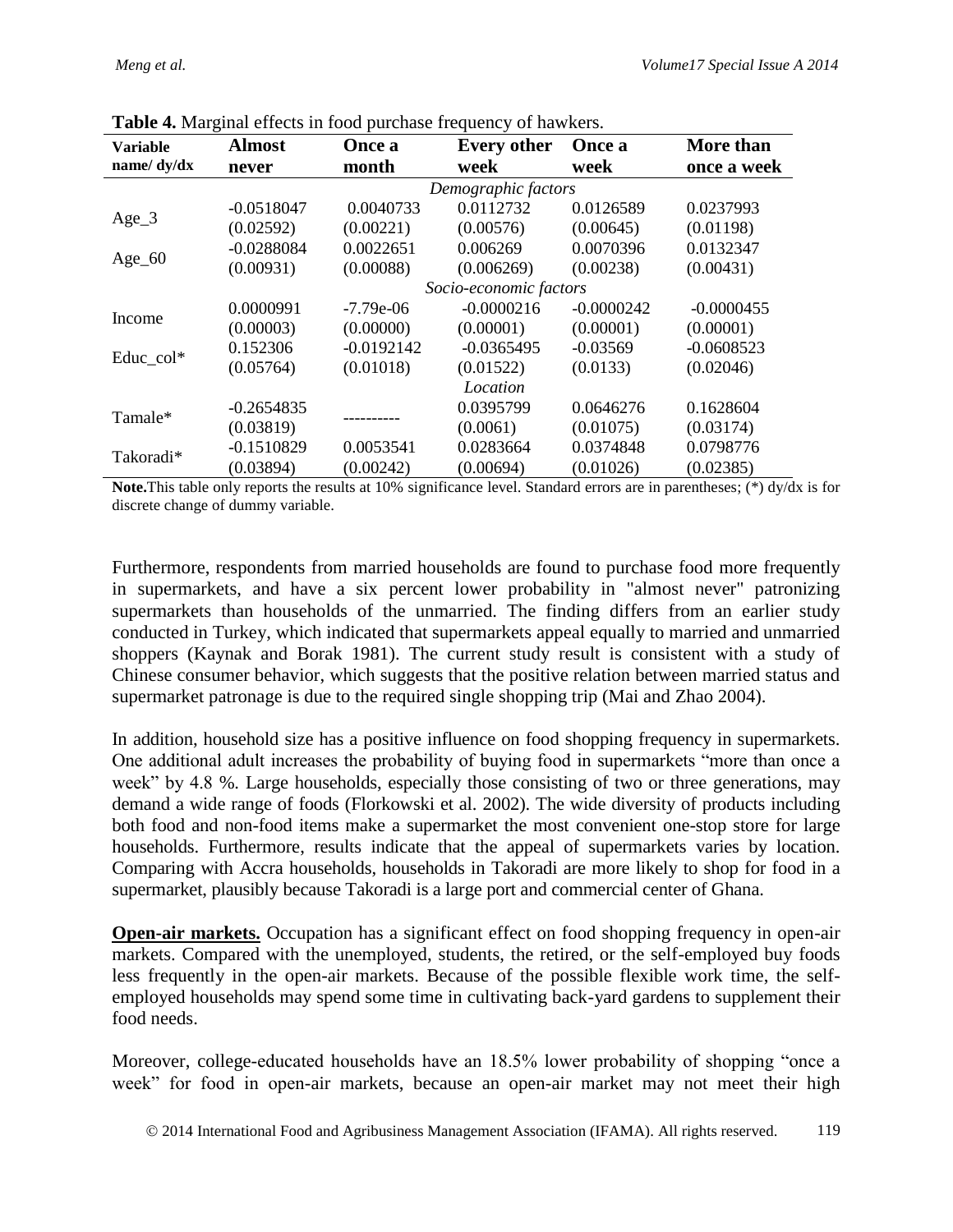**Table 4.** Marginal effects in food purchase frequency of hawkers.

| Variable name/ dy/dx | Almost never | Once a month | Every other week | Once a week | More than once a week |
|---|---|---|---|---|---|
| | | | *Demographic factors* | | |
| Age_3 | -0.0518047 | 0.0040733 | 0.0112732 | 0.0126589 | 0.0237993 |
| | (0.02592) | (0.00221) | (0.00576) | (0.00645) | (0.01198) |
| Age_60 | -0.0288084 | 0.0022651 | 0.006269 | 0.0070396 | 0.0132347 |
| | (0.00931) | (0.00088) | (0.006269) | (0.00238) | (0.00431) |
| | | | *Socio-economic factors* | | |
| Income | 0.0000991 | -7.79e-06 | -0.0000216 | -0.0000242 | -0.0000455 |
| | (0.00003) | (0.00000) | (0.00001) | (0.00001) | (0.00001) |
| Educ_col* | 0.152306 | -0.0192142 | -0.0365495 | -0.03569 | -0.0608523 |
| | (0.05764) | (0.01018) | (0.01522) | (0.0133) | (0.02046) |
| | | | *Location* | | |
| Tamale* | -0.2654835 | ---------- | 0.0395799 | 0.0646276 | 0.1628604 |
| | (0.03819) | | (0.0061) | (0.01075) | (0.03174) |
| Takoradi* | -0.1510829 | 0.0053541 | 0.0283664 | 0.0374848 | 0.0798776 |
| | (0.03894) | (0.00242) | (0.00694) | (0.01026) | (0.02385) |

**Note.** This table only reports the results at 10% significance level. Standard errors are in parentheses; (*) dy/dx is for discrete change of dummy variable.

Furthermore, respondents from married households are found to purchase food more frequently in supermarkets, and have a six percent lower probability in "almost never" patronizing supermarkets than households of the unmarried. The finding differs from an earlier study conducted in Turkey, which indicated that supermarkets appeal equally to married and unmarried shoppers (Kaynak and Borak 1981). The current study result is consistent with a study of Chinese consumer behavior, which suggests that the positive relation between married status and supermarket patronage is due to the required single shopping trip (Mai and Zhao 2004).

In addition, household size has a positive influence on food shopping frequency in supermarkets. One additional adult increases the probability of buying food in supermarkets "more than once a week" by 4.8 %. Large households, especially those consisting of two or three generations, may demand a wide range of foods (Florkowski et al. 2002). The wide diversity of products including both food and non-food items make a supermarket the most convenient one-stop store for large households. Furthermore, results indicate that the appeal of supermarkets varies by location. Comparing with Accra households, households in Takoradi are more likely to shop for food in a supermarket, plausibly because Takoradi is a large port and commercial center of Ghana.

**Open-air markets.** Occupation has a significant effect on food shopping frequency in open-air markets. Compared with the unemployed, students, the retired, or the self-employed buy foods less frequently in the open-air markets. Because of the possible flexible work time, the self-employed households may spend some time in cultivating back-yard gardens to supplement their food needs.

Moreover, college-educated households have an 18.5% lower probability of shopping "once a week" for food in open-air markets, because an open-air market may not meet their high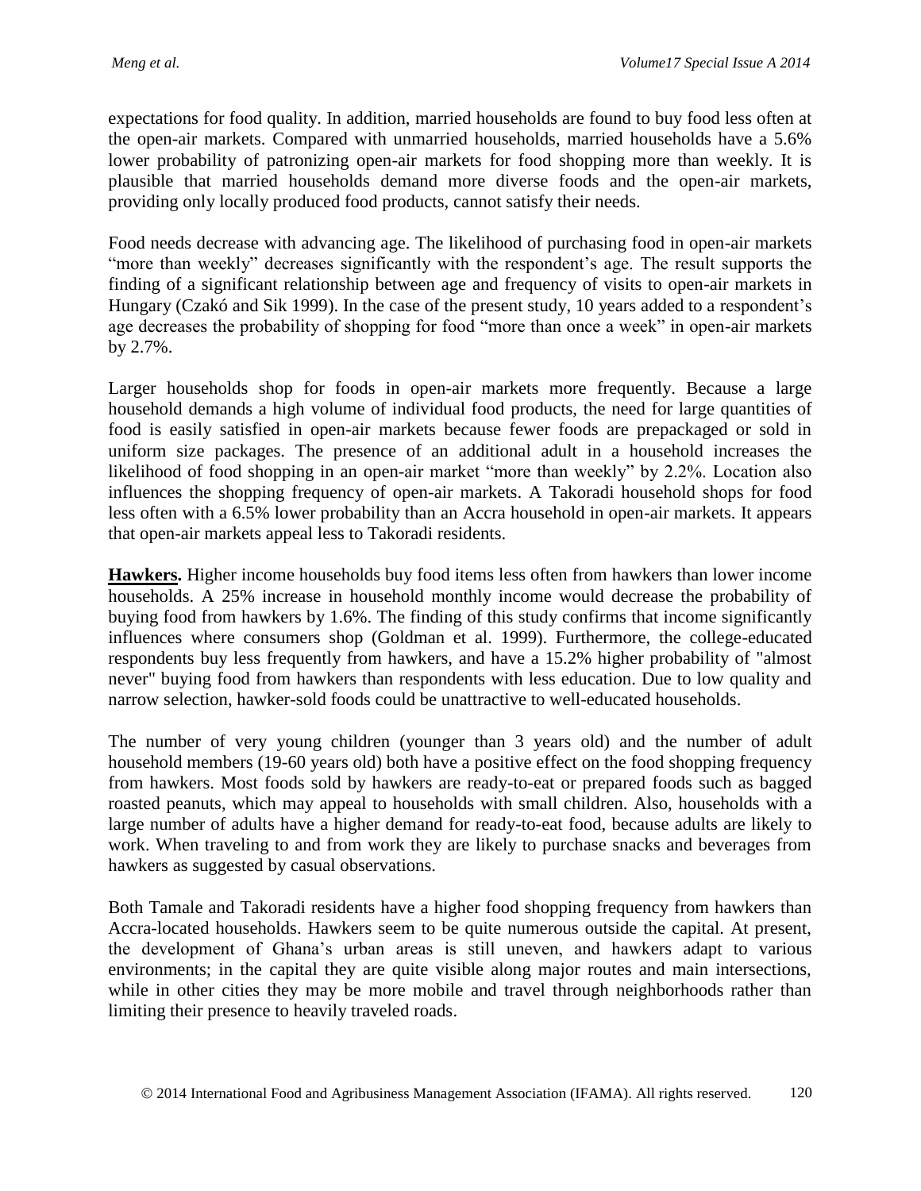expectations for food quality. In addition, married households are found to buy food less often at the open-air markets. Compared with unmarried households, married households have a 5.6% lower probability of patronizing open-air markets for food shopping more than weekly. It is plausible that married households demand more diverse foods and the open-air markets, providing only locally produced food products, cannot satisfy their needs.

Food needs decrease with advancing age. The likelihood of purchasing food in open-air markets "more than weekly" decreases significantly with the respondent's age. The result supports the finding of a significant relationship between age and frequency of visits to open-air markets in Hungary (Czakó and Sik 1999). In the case of the present study, 10 years added to a respondent's age decreases the probability of shopping for food "more than once a week" in open-air markets by 2.7%.

Larger households shop for foods in open-air markets more frequently. Because a large household demands a high volume of individual food products, the need for large quantities of food is easily satisfied in open-air markets because fewer foods are prepackaged or sold in uniform size packages. The presence of an additional adult in a household increases the likelihood of food shopping in an open-air market "more than weekly" by 2.2%. Location also influences the shopping frequency of open-air markets. A Takoradi household shops for food less often with a 6.5% lower probability than an Accra household in open-air markets. It appears that open-air markets appeal less to Takoradi residents.

**Hawkers.** Higher income households buy food items less often from hawkers than lower income households. A 25% increase in household monthly income would decrease the probability of buying food from hawkers by 1.6%. The finding of this study confirms that income significantly influences where consumers shop (Goldman et al. 1999). Furthermore, the college-educated respondents buy less frequently from hawkers, and have a 15.2% higher probability of "almost never" buying food from hawkers than respondents with less education. Due to low quality and narrow selection, hawker-sold foods could be unattractive to well-educated households.

The number of very young children (younger than 3 years old) and the number of adult household members (19-60 years old) both have a positive effect on the food shopping frequency from hawkers. Most foods sold by hawkers are ready-to-eat or prepared foods such as bagged roasted peanuts, which may appeal to households with small children. Also, households with a large number of adults have a higher demand for ready-to-eat food, because adults are likely to work. When traveling to and from work they are likely to purchase snacks and beverages from hawkers as suggested by casual observations.

Both Tamale and Takoradi residents have a higher food shopping frequency from hawkers than Accra-located households. Hawkers seem to be quite numerous outside the capital. At present, the development of Ghana's urban areas is still uneven, and hawkers adapt to various environments; in the capital they are quite visible along major routes and main intersections, while in other cities they may be more mobile and travel through neighborhoods rather than limiting their presence to heavily traveled roads.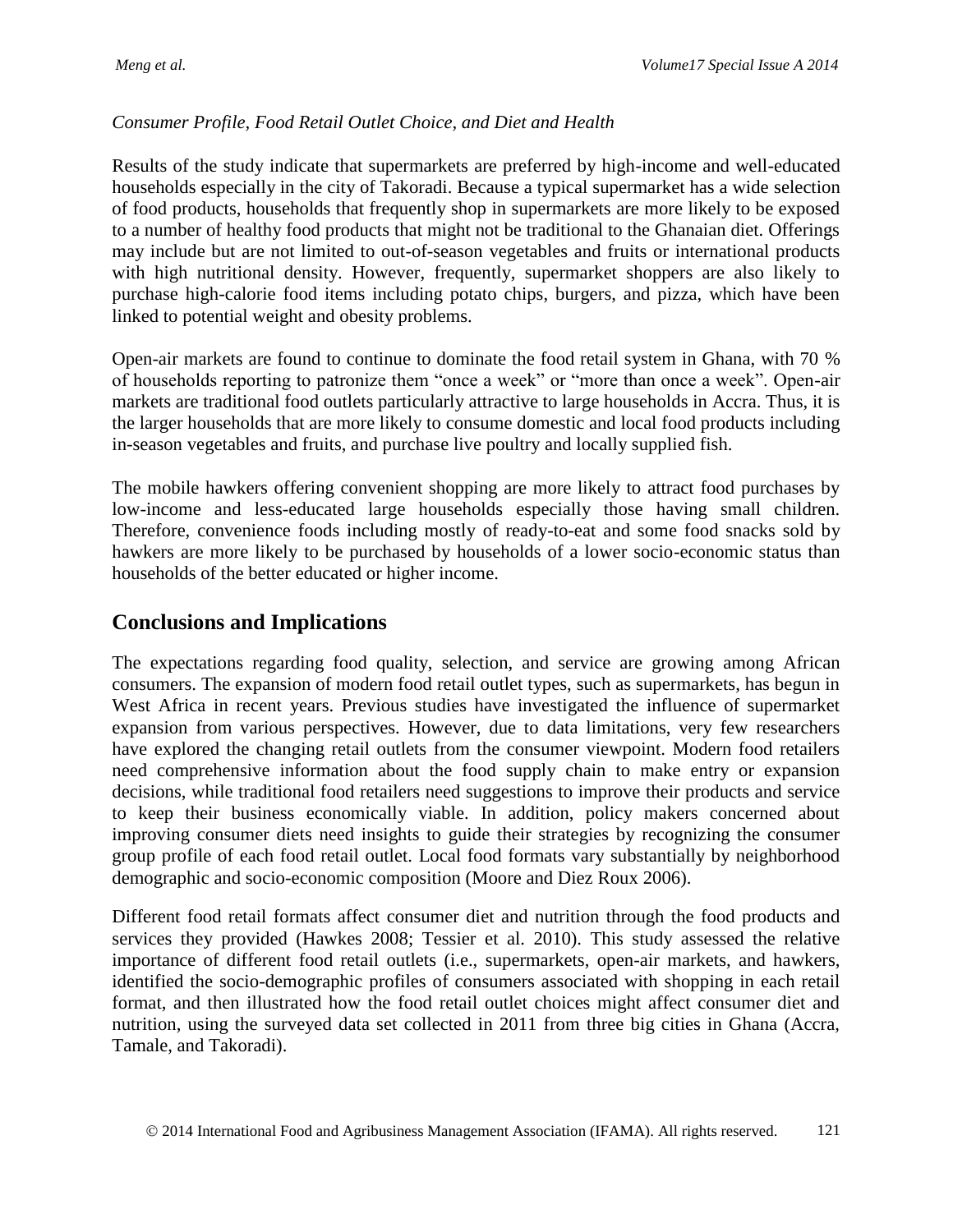*Consumer Profile, Food Retail Outlet Choice, and Diet and Health*

Results of the study indicate that supermarkets are preferred by high-income and well-educated households especially in the city of Takoradi. Because a typical supermarket has a wide selection of food products, households that frequently shop in supermarkets are more likely to be exposed to a number of healthy food products that might not be traditional to the Ghanaian diet. Offerings may include but are not limited to out-of-season vegetables and fruits or international products with high nutritional density. However, frequently, supermarket shoppers are also likely to purchase high-calorie food items including potato chips, burgers, and pizza, which have been linked to potential weight and obesity problems.

Open-air markets are found to continue to dominate the food retail system in Ghana, with 70 % of households reporting to patronize them "once a week" or "more than once a week". Open-air markets are traditional food outlets particularly attractive to large households in Accra. Thus, it is the larger households that are more likely to consume domestic and local food products including in-season vegetables and fruits, and purchase live poultry and locally supplied fish.

The mobile hawkers offering convenient shopping are more likely to attract food purchases by low-income and less-educated large households especially those having small children. Therefore, convenience foods including mostly of ready-to-eat and some food snacks sold by hawkers are more likely to be purchased by households of a lower socio-economic status than households of the better educated or higher income.

## Conclusions and Implications

The expectations regarding food quality, selection, and service are growing among African consumers. The expansion of modern food retail outlet types, such as supermarkets, has begun in West Africa in recent years. Previous studies have investigated the influence of supermarket expansion from various perspectives. However, due to data limitations, very few researchers have explored the changing retail outlets from the consumer viewpoint. Modern food retailers need comprehensive information about the food supply chain to make entry or expansion decisions, while traditional food retailers need suggestions to improve their products and service to keep their business economically viable. In addition, policy makers concerned about improving consumer diets need insights to guide their strategies by recognizing the consumer group profile of each food retail outlet. Local food formats vary substantially by neighborhood demographic and socio-economic composition (Moore and Diez Roux 2006).

Different food retail formats affect consumer diet and nutrition through the food products and services they provided (Hawkes 2008; Tessier et al. 2010). This study assessed the relative importance of different food retail outlets (i.e., supermarkets, open-air markets, and hawkers, identified the socio-demographic profiles of consumers associated with shopping in each retail format, and then illustrated how the food retail outlet choices might affect consumer diet and nutrition, using the surveyed data set collected in 2011 from three big cities in Ghana (Accra, Tamale, and Takoradi).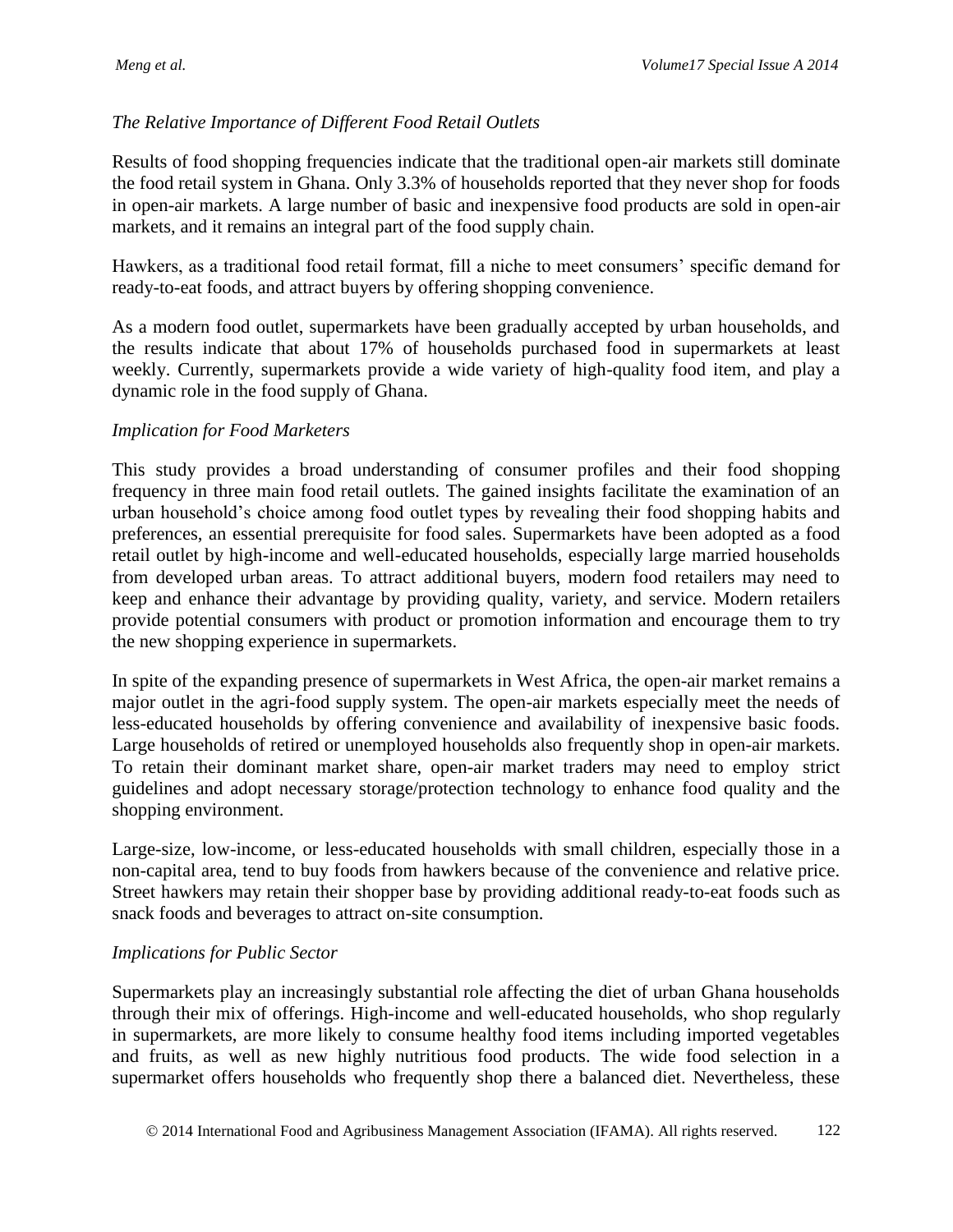*The Relative Importance of Different Food Retail Outlets*

Results of food shopping frequencies indicate that the traditional open-air markets still dominate the food retail system in Ghana. Only 3.3% of households reported that they never shop for foods in open-air markets. A large number of basic and inexpensive food products are sold in open-air markets, and it remains an integral part of the food supply chain.

Hawkers, as a traditional food retail format, fill a niche to meet consumers' specific demand for ready-to-eat foods, and attract buyers by offering shopping convenience.

As a modern food outlet, supermarkets have been gradually accepted by urban households, and the results indicate that about 17% of households purchased food in supermarkets at least weekly. Currently, supermarkets provide a wide variety of high-quality food item, and play a dynamic role in the food supply of Ghana.

*Implication for Food Marketers*

This study provides a broad understanding of consumer profiles and their food shopping frequency in three main food retail outlets. The gained insights facilitate the examination of an urban household's choice among food outlet types by revealing their food shopping habits and preferences, an essential prerequisite for food sales. Supermarkets have been adopted as a food retail outlet by high-income and well-educated households, especially large married households from developed urban areas. To attract additional buyers, modern food retailers may need to keep and enhance their advantage by providing quality, variety, and service. Modern retailers provide potential consumers with product or promotion information and encourage them to try the new shopping experience in supermarkets.

In spite of the expanding presence of supermarkets in West Africa, the open-air market remains a major outlet in the agri-food supply system. The open-air markets especially meet the needs of less-educated households by offering convenience and availability of inexpensive basic foods. Large households of retired or unemployed households also frequently shop in open-air markets. To retain their dominant market share, open-air market traders may need to employ strict guidelines and adopt necessary storage/protection technology to enhance food quality and the shopping environment.

Large-size, low-income, or less-educated households with small children, especially those in a non-capital area, tend to buy foods from hawkers because of the convenience and relative price. Street hawkers may retain their shopper base by providing additional ready-to-eat foods such as snack foods and beverages to attract on-site consumption.

*Implications for Public Sector*

Supermarkets play an increasingly substantial role affecting the diet of urban Ghana households through their mix of offerings. High-income and well-educated households, who shop regularly in supermarkets, are more likely to consume healthy food items including imported vegetables and fruits, as well as new highly nutritious food products. The wide food selection in a supermarket offers households who frequently shop there a balanced diet. Nevertheless, these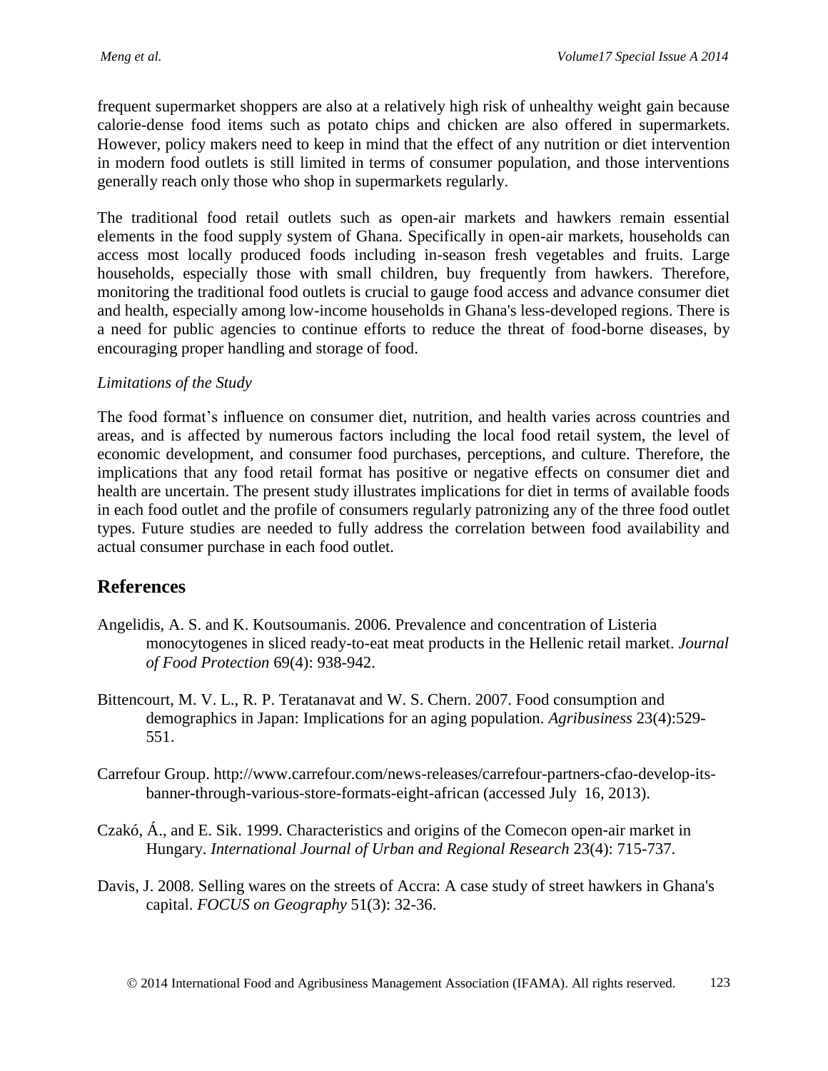frequent supermarket shoppers are also at a relatively high risk of unhealthy weight gain because calorie-dense food items such as potato chips and chicken are also offered in supermarkets. However, policy makers need to keep in mind that the effect of any nutrition or diet intervention in modern food outlets is still limited in terms of consumer population, and those interventions generally reach only those who shop in supermarkets regularly.

The traditional food retail outlets such as open-air markets and hawkers remain essential elements in the food supply system of Ghana. Specifically in open-air markets, households can access most locally produced foods including in-season fresh vegetables and fruits. Large households, especially those with small children, buy frequently from hawkers. Therefore, monitoring the traditional food outlets is crucial to gauge food access and advance consumer diet and health, especially among low-income households in Ghana's less-developed regions. There is a need for public agencies to continue efforts to reduce the threat of food-borne diseases, by encouraging proper handling and storage of food.

*Limitations of the Study*

The food format's influence on consumer diet, nutrition, and health varies across countries and areas, and is affected by numerous factors including the local food retail system, the level of economic development, and consumer food purchases, perceptions, and culture. Therefore, the implications that any food retail format has positive or negative effects on consumer diet and health are uncertain. The present study illustrates implications for diet in terms of available foods in each food outlet and the profile of consumers regularly patronizing any of the three food outlet types. Future studies are needed to fully address the correlation between food availability and actual consumer purchase in each food outlet.

## References

Angelidis, A. S. and K. Koutsoumanis. 2006. Prevalence and concentration of Listeria monocytogenes in sliced ready-to-eat meat products in the Hellenic retail market. *Journal of Food Protection* 69(4): 938-942.

Bittencourt, M. V. L., R. P. Teratanavat and W. S. Chern. 2007. Food consumption and demographics in Japan: Implications for an aging population. *Agribusiness* 23(4):529-551.

Carrefour Group. http://www.carrefour.com/news-releases/carrefour-partners-cfao-develop-its-banner-through-various-store-formats-eight-african (accessed July 16, 2013).

Czakó, Á., and E. Sik. 1999. Characteristics and origins of the Comecon open-air market in Hungary. *International Journal of Urban and Regional Research* 23(4): 715-737.

Davis, J. 2008. Selling wares on the streets of Accra: A case study of street hawkers in Ghana's capital. *FOCUS on Geography* 51(3): 32-36.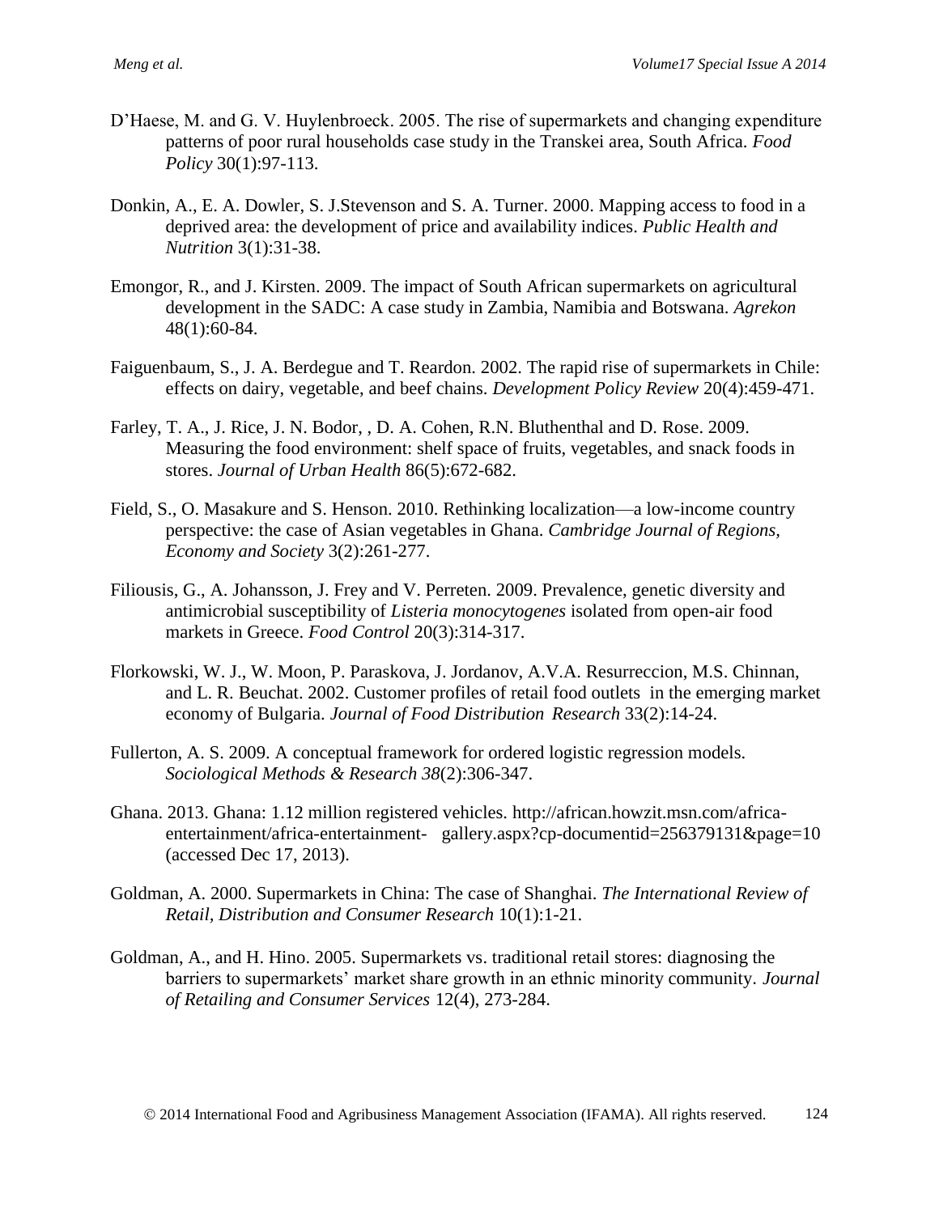D'Haese, M. and G. V. Huylenbroeck. 2005. The rise of supermarkets and changing expenditure patterns of poor rural households case study in the Transkei area, South Africa. *Food Policy* 30(1):97-113.

Donkin, A., E. A. Dowler, S. J.Stevenson and S. A. Turner. 2000. Mapping access to food in a deprived area: the development of price and availability indices. *Public Health and Nutrition* 3(1):31-38.

Emongor, R., and J. Kirsten. 2009. The impact of South African supermarkets on agricultural development in the SADC: A case study in Zambia, Namibia and Botswana. *Agrekon* 48(1):60-84.

Faiguenbaum, S., J. A. Berdegue and T. Reardon. 2002. The rapid rise of supermarkets in Chile: effects on dairy, vegetable, and beef chains. *Development Policy Review* 20(4):459-471.

Farley, T. A., J. Rice, J. N. Bodor, , D. A. Cohen, R.N. Bluthenthal and D. Rose. 2009. Measuring the food environment: shelf space of fruits, vegetables, and snack foods in stores. *Journal of Urban Health* 86(5):672-682.

Field, S., O. Masakure and S. Henson. 2010. Rethinking localization—a low-income country perspective: the case of Asian vegetables in Ghana. *Cambridge Journal of Regions, Economy and Society* 3(2):261-277.

Filiousis, G., A. Johansson, J. Frey and V. Perreten. 2009. Prevalence, genetic diversity and antimicrobial susceptibility of *Listeria monocytogenes* isolated from open-air food markets in Greece. *Food Control* 20(3):314-317.

Florkowski, W. J., W. Moon, P. Paraskova, J. Jordanov, A.V.A. Resurreccion, M.S. Chinnan, and L. R. Beuchat. 2002. Customer profiles of retail food outlets in the emerging market economy of Bulgaria. *Journal of Food Distribution Research* 33(2):14-24.

Fullerton, A. S. 2009. A conceptual framework for ordered logistic regression models. *Sociological Methods & Research 38*(2):306-347.

Ghana. 2013. Ghana: 1.12 million registered vehicles. http://african.howzit.msn.com/africa-entertainment/africa-entertainment- gallery.aspx?cp-documentid=256379131&page=10 (accessed Dec 17, 2013).

Goldman, A. 2000. Supermarkets in China: The case of Shanghai. *The International Review of Retail, Distribution and Consumer Research* 10(1):1-21.

Goldman, A., and H. Hino. 2005. Supermarkets vs. traditional retail stores: diagnosing the barriers to supermarkets' market share growth in an ethnic minority community. *Journal of Retailing and Consumer Services* 12(4), 273-284.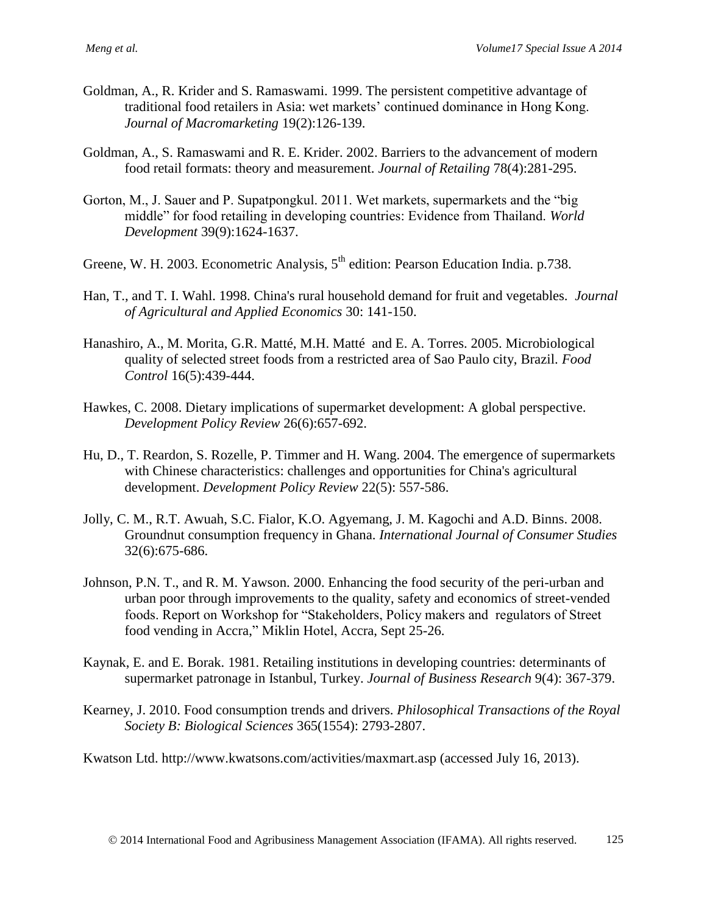Goldman, A., R. Krider and S. Ramaswami. 1999. The persistent competitive advantage of traditional food retailers in Asia: wet markets' continued dominance in Hong Kong. *Journal of Macromarketing* 19(2):126-139.

Goldman, A., S. Ramaswami and R. E. Krider. 2002. Barriers to the advancement of modern food retail formats: theory and measurement. *Journal of Retailing* 78(4):281-295.

Gorton, M., J. Sauer and P. Supatpongkul. 2011. Wet markets, supermarkets and the "big middle" for food retailing in developing countries: Evidence from Thailand. *World Development* 39(9):1624-1637.

Greene, W. H. 2003. Econometric Analysis, 5th edition: Pearson Education India. p.738.

Han, T., and T. I. Wahl. 1998. China's rural household demand for fruit and vegetables. *Journal of Agricultural and Applied Economics* 30: 141-150.

Hanashiro, A., M. Morita, G.R. Matté, M.H. Matté and E. A. Torres. 2005. Microbiological quality of selected street foods from a restricted area of Sao Paulo city, Brazil. *Food Control* 16(5):439-444.

Hawkes, C. 2008. Dietary implications of supermarket development: A global perspective. *Development Policy Review* 26(6):657-692.

Hu, D., T. Reardon, S. Rozelle, P. Timmer and H. Wang. 2004. The emergence of supermarkets with Chinese characteristics: challenges and opportunities for China's agricultural development. *Development Policy Review* 22(5): 557-586.

Jolly, C. M., R.T. Awuah, S.C. Fialor, K.O. Agyemang, J. M. Kagochi and A.D. Binns. 2008. Groundnut consumption frequency in Ghana. *International Journal of Consumer Studies* 32(6):675-686.

Johnson, P.N. T., and R. M. Yawson. 2000. Enhancing the food security of the peri-urban and urban poor through improvements to the quality, safety and economics of street-vended foods. Report on Workshop for "Stakeholders, Policy makers and regulators of Street food vending in Accra," Miklin Hotel, Accra, Sept 25-26.

Kaynak, E. and E. Borak. 1981. Retailing institutions in developing countries: determinants of supermarket patronage in Istanbul, Turkey. *Journal of Business Research* 9(4): 367-379.

Kearney, J. 2010. Food consumption trends and drivers. *Philosophical Transactions of the Royal Society B: Biological Sciences* 365(1554): 2793-2807.

Kwatson Ltd. http://www.kwatsons.com/activities/maxmart.asp (accessed July 16, 2013).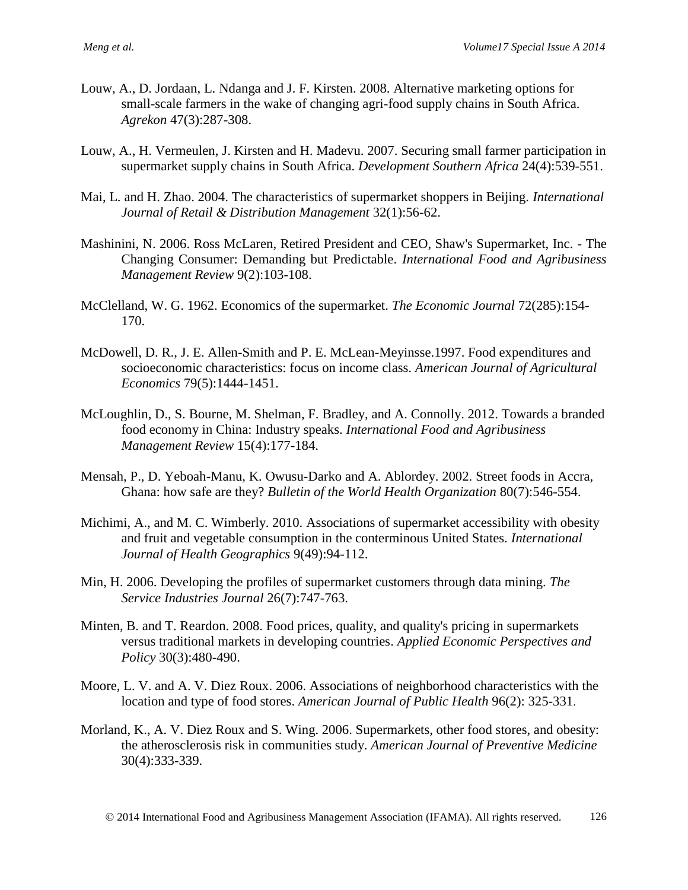Louw, A., D. Jordaan, L. Ndanga and J. F. Kirsten. 2008. Alternative marketing options for small-scale farmers in the wake of changing agri-food supply chains in South Africa. *Agrekon* 47(3):287-308.

Louw, A., H. Vermeulen, J. Kirsten and H. Madevu. 2007. Securing small farmer participation in supermarket supply chains in South Africa. *Development Southern Africa* 24(4):539-551.

Mai, L. and H. Zhao. 2004. The characteristics of supermarket shoppers in Beijing. *International Journal of Retail & Distribution Management* 32(1):56-62.

Mashinini, N. 2006. Ross McLaren, Retired President and CEO, Shaw's Supermarket, Inc. - The Changing Consumer: Demanding but Predictable. *International Food and Agribusiness Management Review* 9(2):103-108.

McClelland, W. G. 1962. Economics of the supermarket. *The Economic Journal* 72(285):154-170.

McDowell, D. R., J. E. Allen-Smith and P. E. McLean-Meyinsse.1997. Food expenditures and socioeconomic characteristics: focus on income class. *American Journal of Agricultural Economics* 79(5):1444-1451.

McLoughlin, D., S. Bourne, M. Shelman, F. Bradley, and A. Connolly. 2012. Towards a branded food economy in China: Industry speaks. *International Food and Agribusiness Management Review* 15(4):177-184.

Mensah, P., D. Yeboah-Manu, K. Owusu-Darko and A. Ablordey. 2002. Street foods in Accra, Ghana: how safe are they? *Bulletin of the World Health Organization* 80(7):546-554.

Michimi, A., and M. C. Wimberly. 2010. Associations of supermarket accessibility with obesity and fruit and vegetable consumption in the conterminous United States. *International Journal of Health Geographics* 9(49):94-112.

Min, H. 2006. Developing the profiles of supermarket customers through data mining. *The Service Industries Journal* 26(7):747-763.

Minten, B. and T. Reardon. 2008. Food prices, quality, and quality's pricing in supermarkets versus traditional markets in developing countries. *Applied Economic Perspectives and Policy* 30(3):480-490.

Moore, L. V. and A. V. Diez Roux. 2006. Associations of neighborhood characteristics with the location and type of food stores. *American Journal of Public Health* 96(2): 325-331.

Morland, K., A. V. Diez Roux and S. Wing. 2006. Supermarkets, other food stores, and obesity: the atherosclerosis risk in communities study. *American Journal of Preventive Medicine* 30(4):333-339.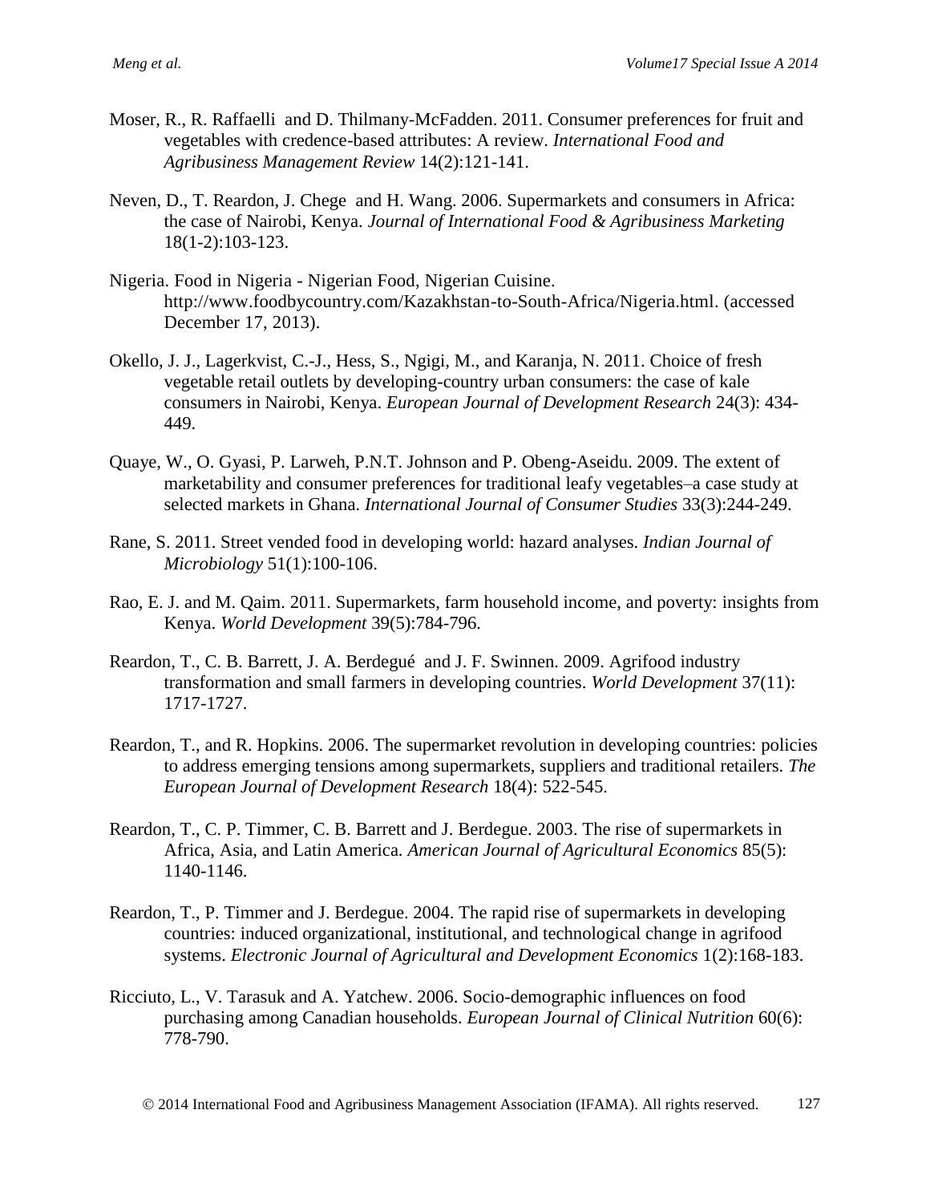Moser, R., R. Raffaelli and D. Thilmany-McFadden. 2011. Consumer preferences for fruit and vegetables with credence-based attributes: A review. *International Food and Agribusiness Management Review* 14(2):121-141.

Neven, D., T. Reardon, J. Chege and H. Wang. 2006. Supermarkets and consumers in Africa: the case of Nairobi, Kenya. *Journal of International Food & Agribusiness Marketing* 18(1-2):103-123.

Nigeria. Food in Nigeria - Nigerian Food, Nigerian Cuisine. http://www.foodbycountry.com/Kazakhstan-to-South-Africa/Nigeria.html. (accessed December 17, 2013).

Okello, J. J., Lagerkvist, C.-J., Hess, S., Ngigi, M., and Karanja, N. 2011. Choice of fresh vegetable retail outlets by developing-country urban consumers: the case of kale consumers in Nairobi, Kenya. *European Journal of Development Research* 24(3): 434-449.

Quaye, W., O. Gyasi, P. Larweh, P.N.T. Johnson and P. Obeng-Aseidu. 2009. The extent of marketability and consumer preferences for traditional leafy vegetables–a case study at selected markets in Ghana. *International Journal of Consumer Studies* 33(3):244-249.

Rane, S. 2011. Street vended food in developing world: hazard analyses. *Indian Journal of Microbiology* 51(1):100-106.

Rao, E. J. and M. Qaim. 2011. Supermarkets, farm household income, and poverty: insights from Kenya. *World Development* 39(5):784-796.

Reardon, T., C. B. Barrett, J. A. Berdegué and J. F. Swinnen. 2009. Agrifood industry transformation and small farmers in developing countries. *World Development* 37(11): 1717-1727.

Reardon, T., and R. Hopkins. 2006. The supermarket revolution in developing countries: policies to address emerging tensions among supermarkets, suppliers and traditional retailers. *The European Journal of Development Research* 18(4): 522-545.

Reardon, T., C. P. Timmer, C. B. Barrett and J. Berdegue. 2003. The rise of supermarkets in Africa, Asia, and Latin America. *American Journal of Agricultural Economics* 85(5): 1140-1146.

Reardon, T., P. Timmer and J. Berdegue. 2004. The rapid rise of supermarkets in developing countries: induced organizational, institutional, and technological change in agrifood systems. *Electronic Journal of Agricultural and Development Economics* 1(2):168-183.

Ricciuto, L., V. Tarasuk and A. Yatchew. 2006. Socio-demographic influences on food purchasing among Canadian households. *European Journal of Clinical Nutrition* 60(6): 778-790.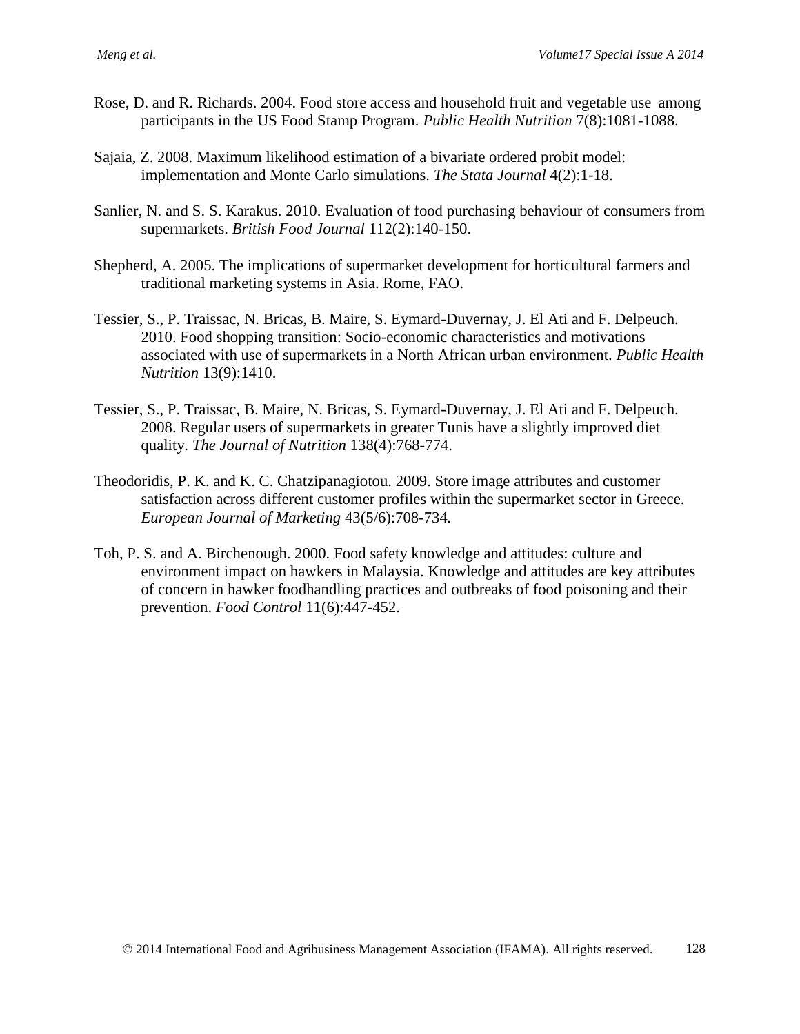Rose, D. and R. Richards. 2004. Food store access and household fruit and vegetable use among participants in the US Food Stamp Program. *Public Health Nutrition* 7(8):1081-1088.

Sajaia, Z. 2008. Maximum likelihood estimation of a bivariate ordered probit model: implementation and Monte Carlo simulations. *The Stata Journal* 4(2):1-18.

Sanlier, N. and S. S. Karakus. 2010. Evaluation of food purchasing behaviour of consumers from supermarkets. *British Food Journal* 112(2):140-150.

Shepherd, A. 2005. The implications of supermarket development for horticultural farmers and traditional marketing systems in Asia. Rome, FAO.

Tessier, S., P. Traissac, N. Bricas, B. Maire, S. Eymard-Duvernay, J. El Ati and F. Delpeuch. 2010. Food shopping transition: Socio-economic characteristics and motivations associated with use of supermarkets in a North African urban environment. *Public Health Nutrition* 13(9):1410.

Tessier, S., P. Traissac, B. Maire, N. Bricas, S. Eymard-Duvernay, J. El Ati and F. Delpeuch. 2008. Regular users of supermarkets in greater Tunis have a slightly improved diet quality. *The Journal of Nutrition* 138(4):768-774.

Theodoridis, P. K. and K. C. Chatzipanagiotou. 2009. Store image attributes and customer satisfaction across different customer profiles within the supermarket sector in Greece. *European Journal of Marketing* 43(5/6):708-734.

Toh, P. S. and A. Birchenough. 2000. Food safety knowledge and attitudes: culture and environment impact on hawkers in Malaysia. Knowledge and attitudes are key attributes of concern in hawker foodhandling practices and outbreaks of food poisoning and their prevention. *Food Control* 11(6):447-452.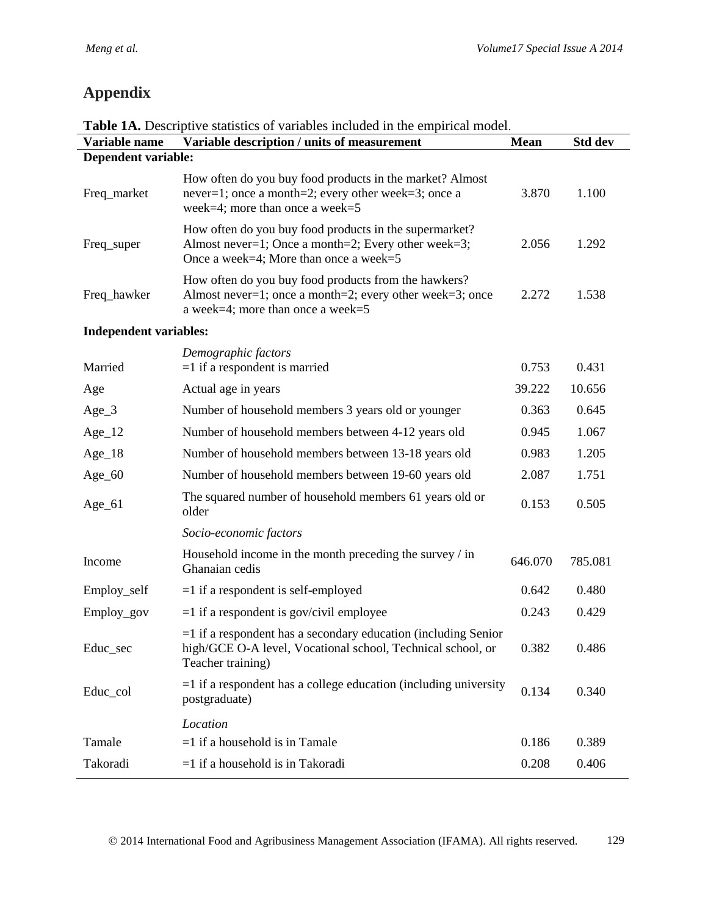## Appendix

**Table 1A.** Descriptive statistics of variables included in the empirical model.

| Variable name | Variable description / units of measurement | Mean | Std dev |
|---|---|---|---|
| **Dependent variable:** | | | |
| Freq_market | How often do you buy food products in the market? Almost never=1; once a month=2; every other week=3; once a week=4; more than once a week=5 | 3.870 | 1.100 |
| Freq_super | How often do you buy food products in the supermarket? Almost never=1; Once a month=2; Every other week=3; Once a week=4; More than once a week=5 | 2.056 | 1.292 |
| Freq_hawker | How often do you buy food products from the hawkers? Almost never=1; once a month=2; every other week=3; once a week=4; more than once a week=5 | 2.272 | 1.538 |
| **Independent variables:** | | | |
| | *Demographic factors* | | |
| Married | =1 if a respondent is married | 0.753 | 0.431 |
| Age | Actual age in years | 39.222 | 10.656 |
| Age_3 | Number of household members 3 years old or younger | 0.363 | 0.645 |
| Age_12 | Number of household members between 4-12 years old | 0.945 | 1.067 |
| Age_18 | Number of household members between 13-18 years old | 0.983 | 1.205 |
| Age_60 | Number of household members between 19-60 years old | 2.087 | 1.751 |
| Age_61 | The squared number of household members 61 years old or older | 0.153 | 0.505 |
| | *Socio-economic factors* | | |
| Income | Household income in the month preceding the survey / in Ghanaian cedis | 646.070 | 785.081 |
| Employ_self | =1 if a respondent is self-employed | 0.642 | 0.480 |
| Employ_gov | =1 if a respondent is gov/civil employee | 0.243 | 0.429 |
| Educ_sec | =1 if a respondent has a secondary education (including Senior high/GCE O-A level, Vocational school, Technical school, or Teacher training) | 0.382 | 0.486 |
| Educ_col | =1 if a respondent has a college education (including university postgraduate) | 0.134 | 0.340 |
| | *Location* | | |
| Tamale | =1 if a household is in Tamale | 0.186 | 0.389 |
| Takoradi | =1 if a household is in Takoradi | 0.208 | 0.406 |

© 2014 International Food and Agribusiness Management Association (IFAMA). All rights reserved.